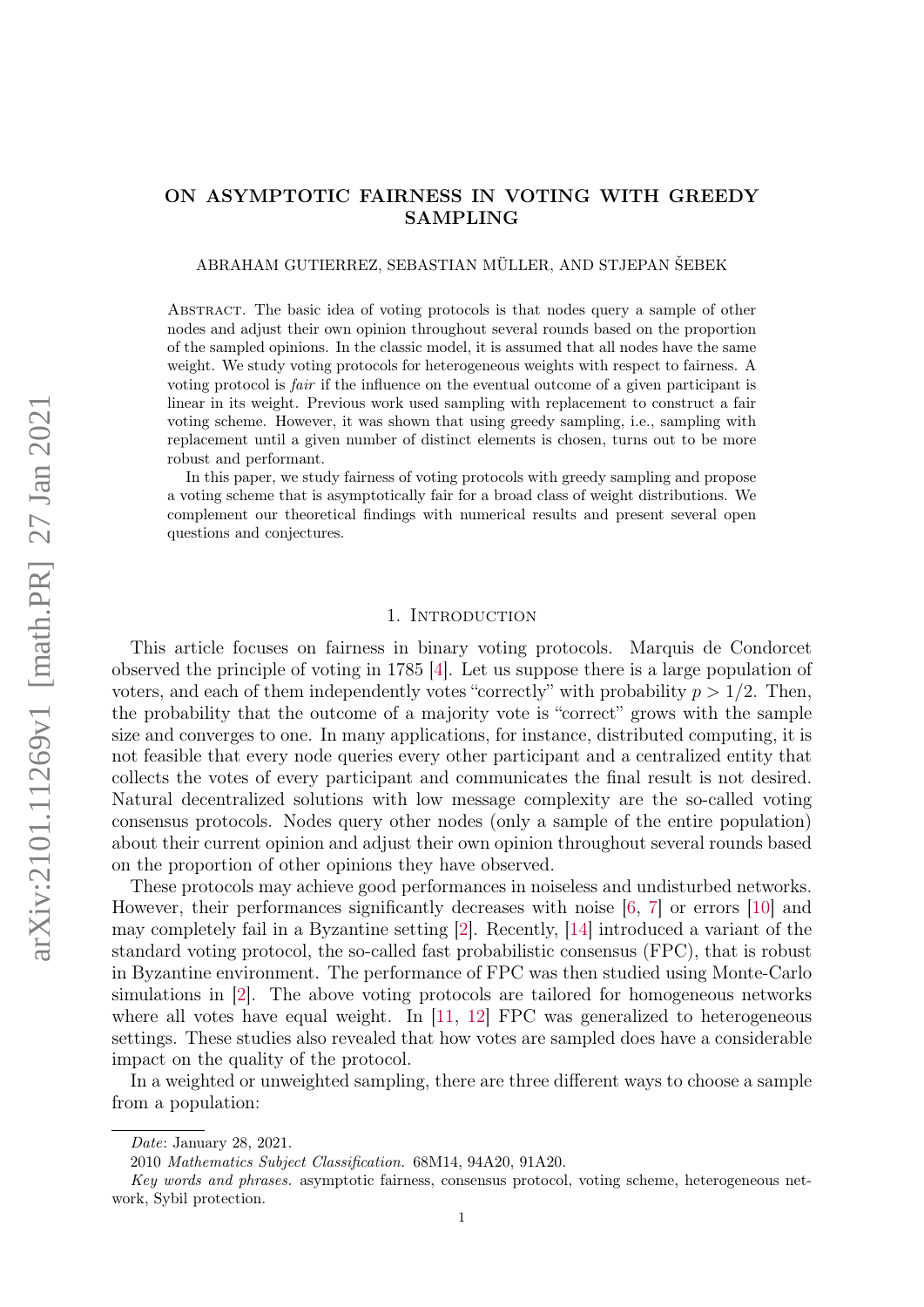# ON ASYMPTOTIC FAIRNESS IN VOTING WITH GREEDY SAMPLING

ABRAHAM GUTIERREZ, SEBASTIAN MÜLLER, AND STJEPAN ŠEBEK

Abstract. The basic idea of voting protocols is that nodes query a sample of other nodes and adjust their own opinion throughout several rounds based on the proportion of the sampled opinions. In the classic model, it is assumed that all nodes have the same weight. We study voting protocols for heterogeneous weights with respect to fairness. A voting protocol is *fair* if the influence on the eventual outcome of a given participant is linear in its weight. Previous work used sampling with replacement to construct a fair voting scheme. However, it was shown that using greedy sampling, i.e., sampling with replacement until a given number of distinct elements is chosen, turns out to be more robust and performant.

In this paper, we study fairness of voting protocols with greedy sampling and propose a voting scheme that is asymptotically fair for a broad class of weight distributions. We complement our theoretical findings with numerical results and present several open questions and conjectures.

## 1. Introduction

This article focuses on fairness in binary voting protocols. Marquis de Condorcet observed the principle of voting in 1785 [4]. Let us suppose there is a large population of voters, and each of them independently votes "correctly" with probability $p > 1/2$. Then, the probability that the outcome of a majority vote is "correct" grows with the sample size and converges to one. In many applications, for instance, distributed computing, it is not feasible that every node queries every other participant and a centralized entity that collects the votes of every participant and communicates the final result is not desired. Natural decentralized solutions with low message complexity are the so-called voting consensus protocols. Nodes query other nodes (only a sample of the entire population) about their current opinion and adjust their own opinion throughout several rounds based on the proportion of other opinions they have observed.

These protocols may achieve good performances in noiseless and undisturbed networks. However, their performances significantly decreases with noise [6, 7] or errors [10] and may completely fail in a Byzantine setting [2]. Recently, [14] introduced a variant of the standard voting protocol, the so-called fast probabilistic consensus (FPC), that is robust in Byzantine environment. The performance of FPC was then studied using Monte-Carlo simulations in [2]. The above voting protocols are tailored for homogeneous networks where all votes have equal weight. In [11, 12] FPC was generalized to heterogeneous settings. These studies also revealed that how votes are sampled does have a considerable impact on the quality of the protocol.

In a weighted or unweighted sampling, there are three different ways to choose a sample from a population:

---

*Date*: January 28, 2021.

2010 *Mathematics Subject Classification.* 68M14, 94A20, 91A20.

*Key words and phrases.* asymptotic fairness, consensus protocol, voting scheme, heterogeneous network, Sybil protection.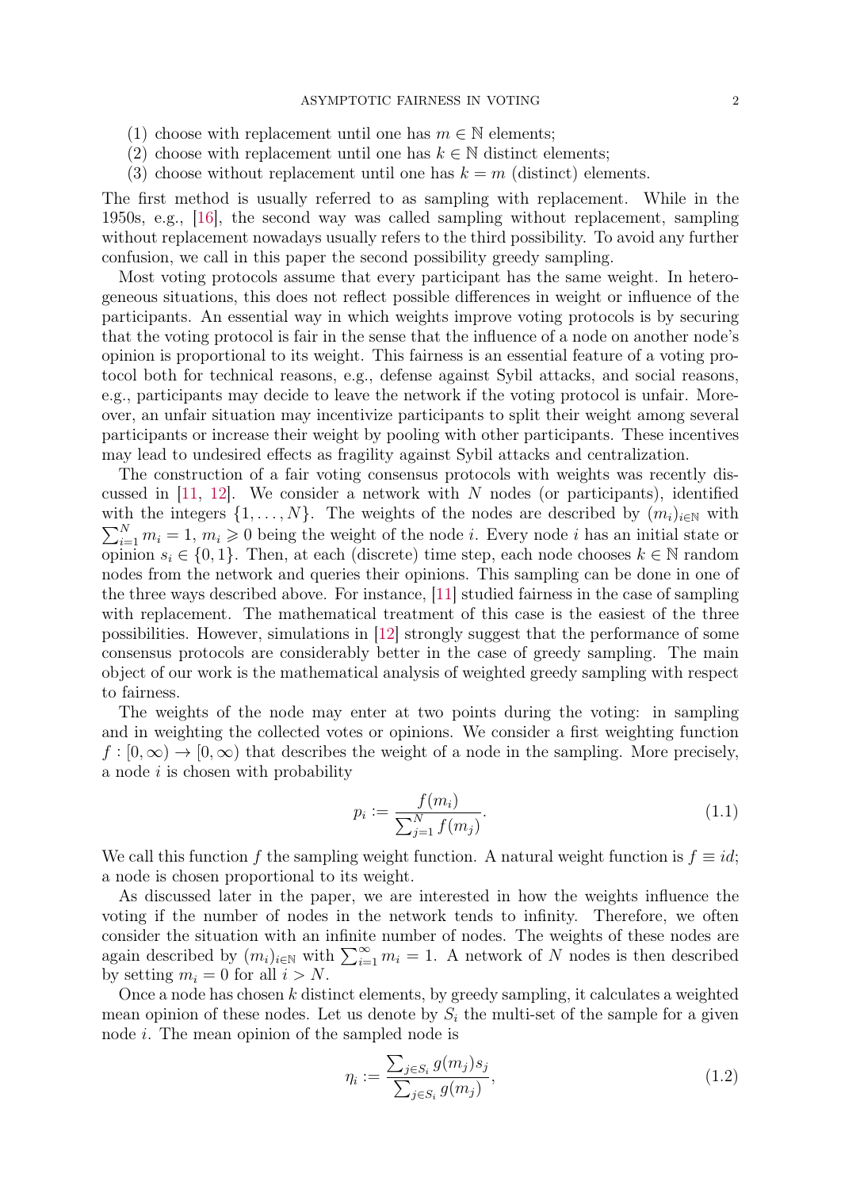(1) choose with replacement until one has $m \in \mathbb{N}$ elements;
(2) choose with replacement until one has $k \in \mathbb{N}$ distinct elements;
(3) choose without replacement until one has $k = m$ (distinct) elements.

The first method is usually referred to as sampling with replacement. While in the 1950s, e.g., [16], the second way was called sampling without replacement, sampling without replacement nowadays usually refers to the third possibility. To avoid any further confusion, we call in this paper the second possibility greedy sampling.

Most voting protocols assume that every participant has the same weight. In heterogeneous situations, this does not reflect possible differences in weight or influence of the participants. An essential way in which weights improve voting protocols is by securing that the voting protocol is fair in the sense that the influence of a node on another node's opinion is proportional to its weight. This fairness is an essential feature of a voting protocol both for technical reasons, e.g., defense against Sybil attacks, and social reasons, e.g., participants may decide to leave the network if the voting protocol is unfair. Moreover, an unfair situation may incentivize participants to split their weight among several participants or increase their weight by pooling with other participants. These incentives may lead to undesired effects as fragility against Sybil attacks and centralization.

The construction of a fair voting consensus protocols with weights was recently discussed in [11, 12]. We consider a network with $N$ nodes (or participants), identified with the integers $\{1, \dots, N\}$. The weights of the nodes are described by $(m_i)_{i\in\mathbb{N}}$ with $\sum_{i=1}^{N} m_i = 1$, $m_i \geqslant 0$ being the weight of the node $i$. Every node $i$ has an initial state or opinion $s_i \in \{0, 1\}$. Then, at each (discrete) time step, each node chooses $k \in \mathbb{N}$ random nodes from the network and queries their opinions. This sampling can be done in one of the three ways described above. For instance, [11] studied fairness in the case of sampling with replacement. The mathematical treatment of this case is the easiest of the three possibilities. However, simulations in [12] strongly suggest that the performance of some consensus protocols are considerably better in the case of greedy sampling. The main object of our work is the mathematical analysis of weighted greedy sampling with respect to fairness.

The weights of the node may enter at two points during the voting: in sampling and in weighting the collected votes or opinions. We consider a first weighting function $f : [0, \infty) \to [0, \infty)$ that describes the weight of a node in the sampling. More precisely, a node $i$ is chosen with probability

$$p_i := \frac{f(m_i)}{\sum_{j=1}^{N} f(m_j)}. \tag{1.1}$$

We call this function $f$ the sampling weight function. A natural weight function is $f \equiv id$; a node is chosen proportional to its weight.

As discussed later in the paper, we are interested in how the weights influence the voting if the number of nodes in the network tends to infinity. Therefore, we often consider the situation with an infinite number of nodes. The weights of these nodes are again described by $(m_i)_{i\in\mathbb{N}}$ with $\sum_{i=1}^{\infty} m_i = 1$. A network of $N$ nodes is then described by setting $m_i = 0$ for all $i > N$.

Once a node has chosen $k$ distinct elements, by greedy sampling, it calculates a weighted mean opinion of these nodes. Let us denote by $S_i$ the multi-set of the sample for a given node $i$. The mean opinion of the sampled node is

$$\eta_i := \frac{\sum_{j\in S_i} g(m_j) s_j}{\sum_{j\in S_i} g(m_j)}, \tag{1.2}$$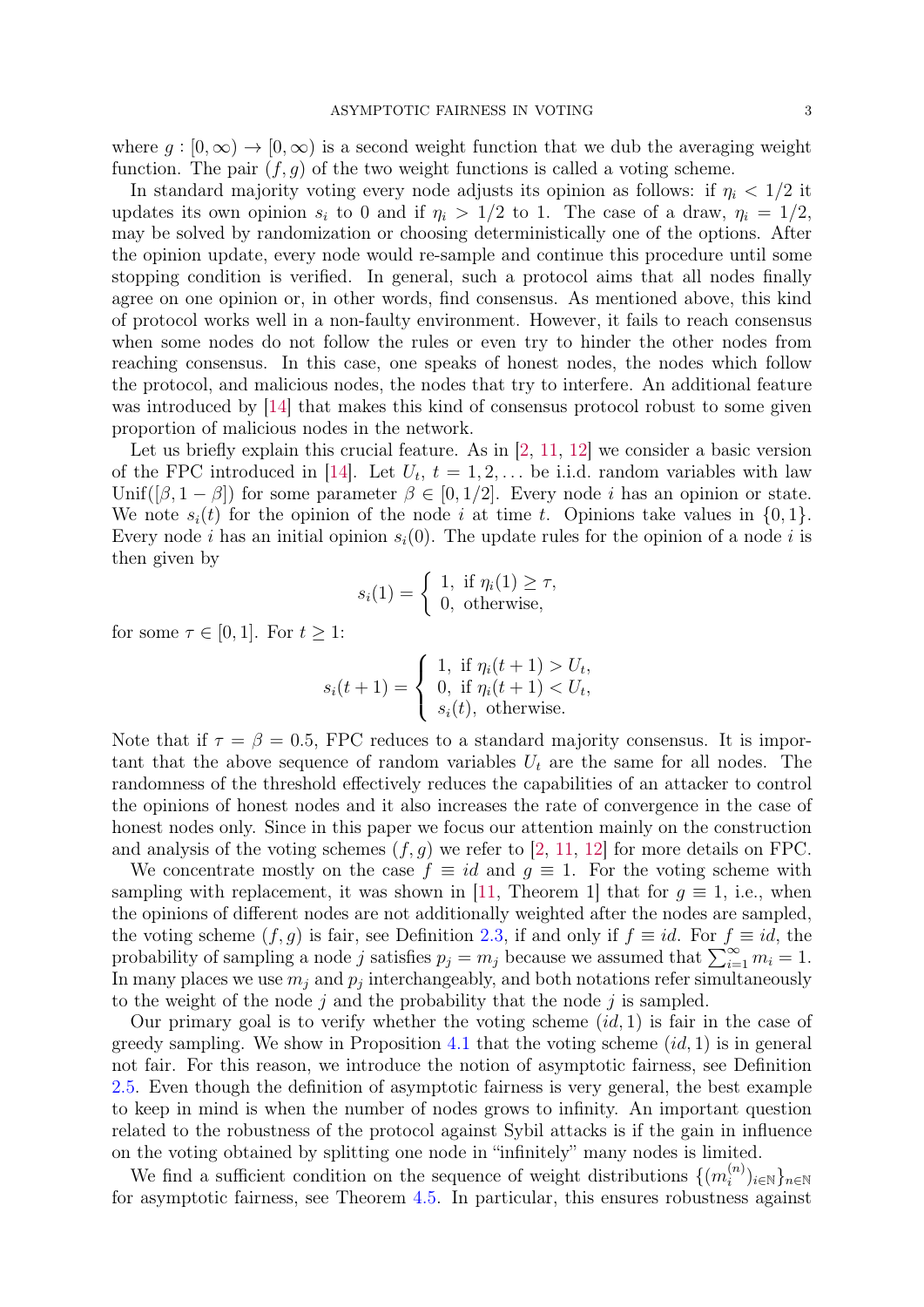where $g : [0, \infty) \to [0, \infty)$ is a second weight function that we dub the averaging weight function. The pair $(f, g)$ of the two weight functions is called a voting scheme.

In standard majority voting every node adjusts its opinion as follows: if $\eta_i < 1/2$ it updates its own opinion $s_i$ to 0 and if $\eta_i > 1/2$ to 1. The case of a draw, $\eta_i = 1/2$, may be solved by randomization or choosing deterministically one of the options. After the opinion update, every node would re-sample and continue this procedure until some stopping condition is verified. In general, such a protocol aims that all nodes finally agree on one opinion or, in other words, find consensus. As mentioned above, this kind of protocol works well in a non-faulty environment. However, it fails to reach consensus when some nodes do not follow the rules or even try to hinder the other nodes from reaching consensus. In this case, one speaks of honest nodes, the nodes which follow the protocol, and malicious nodes, the nodes that try to interfere. An additional feature was introduced by [14] that makes this kind of consensus protocol robust to some given proportion of malicious nodes in the network.

Let us briefly explain this crucial feature. As in [2, 11, 12] we consider a basic version of the FPC introduced in [14]. Let $U_t$, $t = 1, 2, \ldots$ be i.i.d. random variables with law $\text{Unif}([\beta, 1-\beta])$ for some parameter $\beta \in [0, 1/2]$. Every node $i$ has an opinion or state. We note $s_i(t)$ for the opinion of the node $i$ at time $t$. Opinions take values in $\{0, 1\}$. Every node $i$ has an initial opinion $s_i(0)$. The update rules for the opinion of a node $i$ is then given by

$$s_i(1) = \begin{cases} 1, & \text{if } \eta_i(1) \geq \tau, \\ 0, & \text{otherwise,} \end{cases}$$

for some $\tau \in [0, 1]$. For $t \geq 1$:

$$s_i(t+1) = \begin{cases} 1, & \text{if } \eta_i(t+1) > U_t, \\ 0, & \text{if } \eta_i(t+1) < U_t, \\ s_i(t), & \text{otherwise.} \end{cases}$$

Note that if $\tau = \beta = 0.5$, FPC reduces to a standard majority consensus. It is important that the above sequence of random variables $U_t$ are the same for all nodes. The randomness of the threshold effectively reduces the capabilities of an attacker to control the opinions of honest nodes and it also increases the rate of convergence in the case of honest nodes only. Since in this paper we focus our attention mainly on the construction and analysis of the voting schemes $(f, g)$ we refer to [2, 11, 12] for more details on FPC.

We concentrate mostly on the case $f \equiv id$ and $g \equiv 1$. For the voting scheme with sampling with replacement, it was shown in [11, Theorem 1] that for $g \equiv 1$, i.e., when the opinions of different nodes are not additionally weighted after the nodes are sampled, the voting scheme $(f, g)$ is fair, see Definition 2.3, if and only if $f \equiv id$. For $f \equiv id$, the probability of sampling a node $j$ satisfies $p_j = m_j$ because we assumed that $\sum_{i=1}^{\infty} m_i = 1$. In many places we use $m_j$ and $p_j$ interchangeably, and both notations refer simultaneously to the weight of the node $j$ and the probability that the node $j$ is sampled.

Our primary goal is to verify whether the voting scheme $(id, 1)$ is fair in the case of greedy sampling. We show in Proposition 4.1 that the voting scheme $(id, 1)$ is in general not fair. For this reason, we introduce the notion of asymptotic fairness, see Definition 2.5. Even though the definition of asymptotic fairness is very general, the best example to keep in mind is when the number of nodes grows to infinity. An important question related to the robustness of the protocol against Sybil attacks is if the gain in influence on the voting obtained by splitting one node in "infinitely" many nodes is limited.

We find a sufficient condition on the sequence of weight distributions $\{(m_i^{(n)})_{i \in \mathbb{N}}\}_{n \in \mathbb{N}}$ for asymptotic fairness, see Theorem 4.5. In particular, this ensures robustness against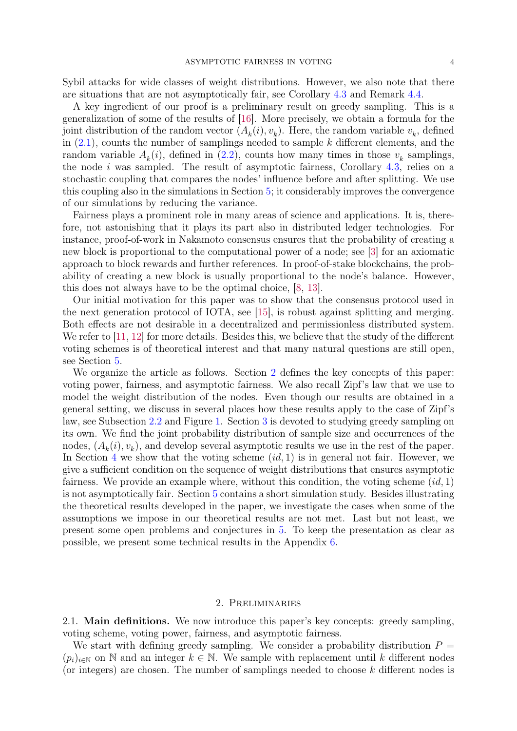Sybil attacks for wide classes of weight distributions. However, we also note that there are situations that are not asymptotically fair, see Corollary 4.3 and Remark 4.4.

A key ingredient of our proof is a preliminary result on greedy sampling. This is a generalization of some of the results of [16]. More precisely, we obtain a formula for the joint distribution of the random vector $(A_k(i), v_k)$. Here, the random variable $v_k$, defined in (2.1), counts the number of samplings needed to sample $k$ different elements, and the random variable $A_k(i)$, defined in (2.2), counts how many times in those $v_k$ samplings, the node $i$ was sampled. The result of asymptotic fairness, Corollary 4.3, relies on a stochastic coupling that compares the nodes' influence before and after splitting. We use this coupling also in the simulations in Section 5; it considerably improves the convergence of our simulations by reducing the variance.

Fairness plays a prominent role in many areas of science and applications. It is, therefore, not astonishing that it plays its part also in distributed ledger technologies. For instance, proof-of-work in Nakamoto consensus ensures that the probability of creating a new block is proportional to the computational power of a node; see [3] for an axiomatic approach to block rewards and further references. In proof-of-stake blockchains, the probability of creating a new block is usually proportional to the node's balance. However, this does not always have to be the optimal choice, [8, 13].

Our initial motivation for this paper was to show that the consensus protocol used in the next generation protocol of IOTA, see [15], is robust against splitting and merging. Both effects are not desirable in a decentralized and permissionless distributed system. We refer to [11, 12] for more details. Besides this, we believe that the study of the different voting schemes is of theoretical interest and that many natural questions are still open, see Section 5.

We organize the article as follows. Section 2 defines the key concepts of this paper: voting power, fairness, and asymptotic fairness. We also recall Zipf's law that we use to model the weight distribution of the nodes. Even though our results are obtained in a general setting, we discuss in several places how these results apply to the case of Zipf's law, see Subsection 2.2 and Figure 1. Section 3 is devoted to studying greedy sampling on its own. We find the joint probability distribution of sample size and occurrences of the nodes, $(A_k(i), v_k)$, and develop several asymptotic results we use in the rest of the paper. In Section 4 we show that the voting scheme $(id, 1)$ is in general not fair. However, we give a sufficient condition on the sequence of weight distributions that ensures asymptotic fairness. We provide an example where, without this condition, the voting scheme $(id, 1)$ is not asymptotically fair. Section 5 contains a short simulation study. Besides illustrating the theoretical results developed in the paper, we investigate the cases when some of the assumptions we impose in our theoretical results are not met. Last but not least, we present some open problems and conjectures in 5. To keep the presentation as clear as possible, we present some technical results in the Appendix 6.

## 2. Preliminaries

**2.1. Main definitions.** We now introduce this paper's key concepts: greedy sampling, voting scheme, voting power, fairness, and asymptotic fairness.

We start with defining greedy sampling. We consider a probability distribution $P = (p_i)_{i\in\mathbb{N}}$ on $\mathbb{N}$ and an integer $k \in \mathbb{N}$. We sample with replacement until $k$ different nodes (or integers) are chosen. The number of samplings needed to choose $k$ different nodes is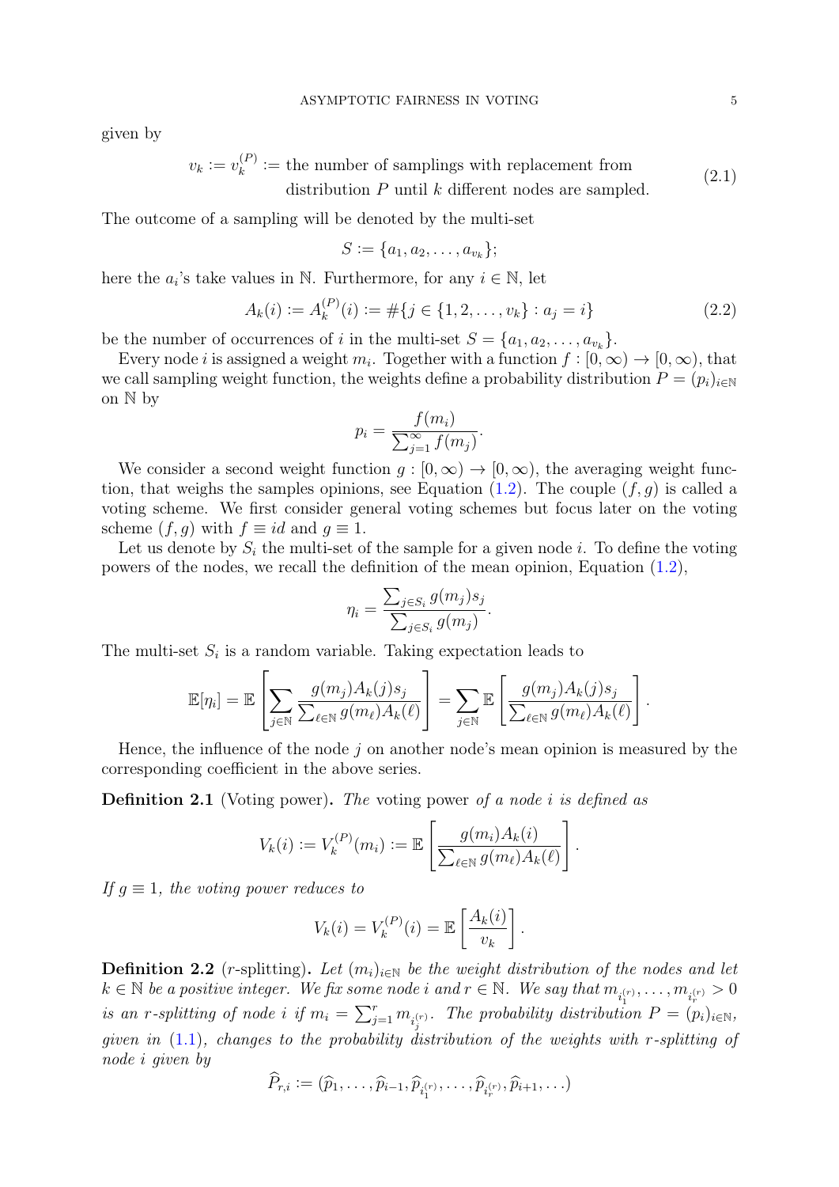given by

$$v_k := v_k^{(P)} := \text{the number of samplings with replacement from distribution } P \text{ until } k \text{ different nodes are sampled.} \tag{2.1}$$

The outcome of a sampling will be denoted by the multi-set

$$S := \{a_1, a_2, \dots, a_{v_k}\};$$

here the $a_i$'s take values in $\mathbb{N}$. Furthermore, for any $i \in \mathbb{N}$, let

$$A_k(i) := A_k^{(P)}(i) := \#\{j \in \{1, 2, \dots, v_k\} : a_j = i\} \tag{2.2}$$

be the number of occurrences of $i$ in the multi-set $S = \{a_1, a_2, \dots, a_{v_k}\}$.

Every node $i$ is assigned a weight $m_i$. Together with a function $f : [0, \infty) \to [0, \infty)$, that we call sampling weight function, the weights define a probability distribution $P = (p_i)_{i\in\mathbb{N}}$ on $\mathbb{N}$ by

$$p_i = \frac{f(m_i)}{\sum_{j=1}^{\infty} f(m_j)}.$$

We consider a second weight function $g : [0, \infty) \to [0, \infty)$, the averaging weight function, that weighs the samples opinions, see Equation (1.2). The couple $(f, g)$ is called a voting scheme. We first consider general voting schemes but focus later on the voting scheme $(f, g)$ with $f \equiv id$ and $g \equiv 1$.

Let us denote by $S_i$ the multi-set of the sample for a given node $i$. To define the voting powers of the nodes, we recall the definition of the mean opinion, Equation (1.2),

$$\eta_i = \frac{\sum_{j\in S_i} g(m_j)s_j}{\sum_{j\in S_i} g(m_j)}.$$

The multi-set $S_i$ is a random variable. Taking expectation leads to

$$\mathbb{E}[\eta_i] = \mathbb{E}\left[\sum_{j\in\mathbb{N}} \frac{g(m_j)A_k(j)s_j}{\sum_{\ell\in\mathbb{N}} g(m_\ell)A_k(\ell)}\right] = \sum_{j\in\mathbb{N}} \mathbb{E}\left[\frac{g(m_j)A_k(j)s_j}{\sum_{\ell\in\mathbb{N}} g(m_\ell)A_k(\ell)}\right].$$

Hence, the influence of the node $j$ on another node's mean opinion is measured by the corresponding coefficient in the above series.

**Definition 2.1** (Voting power)**.** *The* voting power *of a node $i$ is defined as*

$$V_k(i) := V_k^{(P)}(m_i) := \mathbb{E}\left[\frac{g(m_i)A_k(i)}{\sum_{\ell\in\mathbb{N}} g(m_\ell)A_k(\ell)}\right].$$

*If $g \equiv 1$, the voting power reduces to*

$$V_k(i) = V_k^{(P)}(i) = \mathbb{E}\left[\frac{A_k(i)}{v_k}\right].$$

**Definition 2.2** ($r$-splitting)**.** *Let $(m_i)_{i\in\mathbb{N}}$ be the weight distribution of the nodes and let $k \in \mathbb{N}$ be a positive integer. We fix some node $i$ and $r \in \mathbb{N}$. We say that $m_{i_1^{(r)}}, \dots, m_{i_r^{(r)}} > 0$ is an $r$-splitting of node $i$ if $m_i = \sum_{j=1}^{r} m_{i_j^{(r)}}$. The probability distribution $P = (p_i)_{i\in\mathbb{N}}$, given in (1.1), changes to the probability distribution of the weights with $r$-splitting of node $i$ given by*

$$\widehat{P}_{r,i} := (\widehat{p}_1, \dots, \widehat{p}_{i-1}, \widehat{p}_{i_1^{(r)}}, \dots, \widehat{p}_{i_r^{(r)}}, \widehat{p}_{i+1}, \dots)$$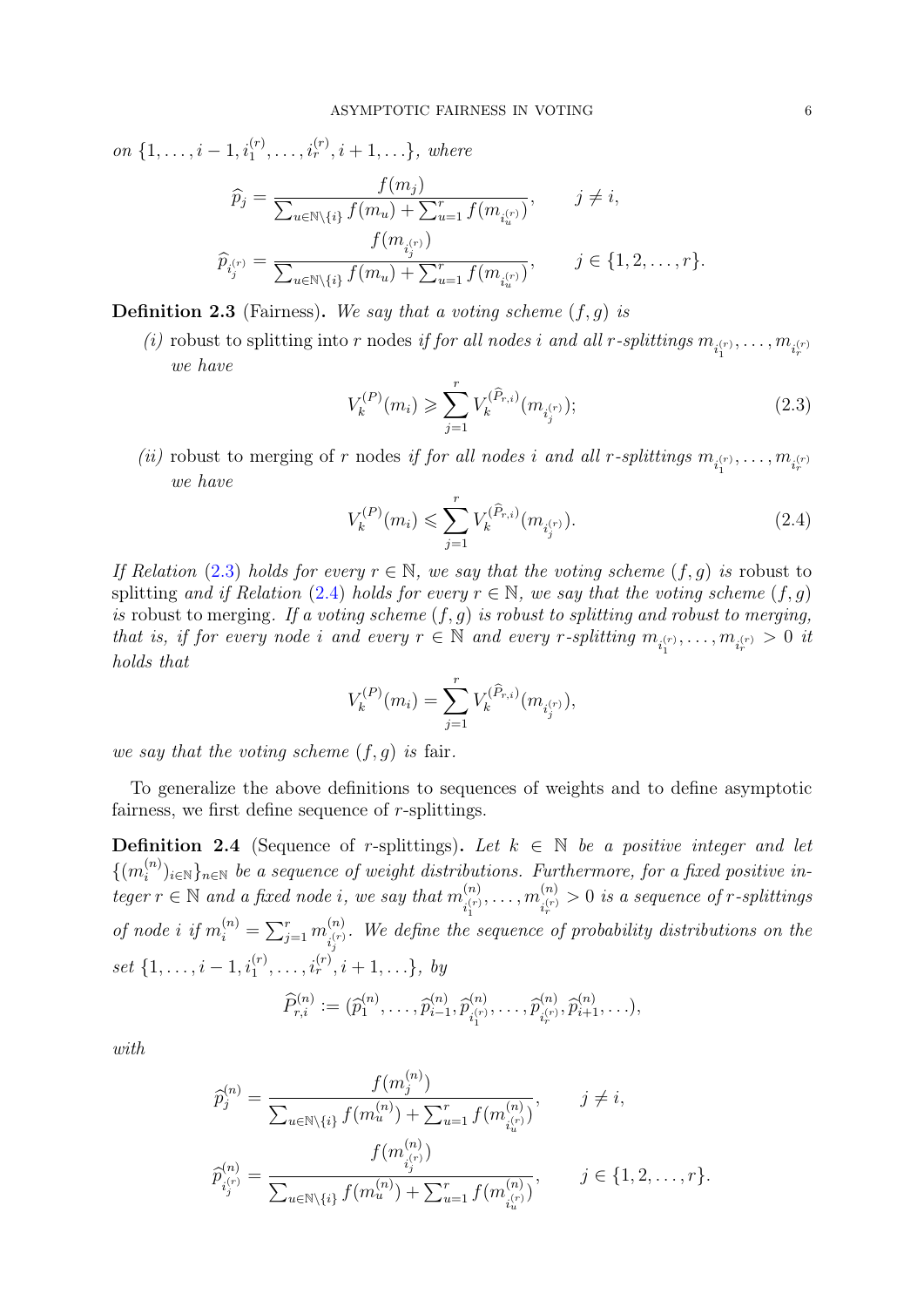*on* $\{1, \ldots, i-1, i_1^{(r)}, \ldots, i_r^{(r)}, i+1, \ldots\}$*, where*

$$\widehat{p}_j = \frac{f(m_j)}{\sum_{u \in \mathbb{N} \setminus \{i\}} f(m_u) + \sum_{u=1}^r f(m_{i_u^{(r)}})}, \qquad j \neq i,$$

$$\widehat{p}_{i_j^{(r)}} = \frac{f(m_{i_j^{(r)}})}{\sum_{u \in \mathbb{N} \setminus \{i\}} f(m_u) + \sum_{u=1}^r f(m_{i_u^{(r)}})}, \qquad j \in \{1, 2, \ldots, r\}.$$

**Definition 2.3** (Fairness)**.** *We say that a voting scheme* $(f, g)$ *is*

*(i)* robust to splitting into $r$ nodes *if for all nodes* $i$ *and all* $r$*-splittings* $m_{i_1^{(r)}}, \ldots, m_{i_r^{(r)}}$ *we have*

$$V_k^{(P)}(m_i) \geqslant \sum_{j=1}^r V_k^{(\widehat{P}_{r,i})}(m_{i_j^{(r)}}); \tag{2.3}$$

*(ii)* robust to merging of $r$ nodes *if for all nodes* $i$ *and all* $r$*-splittings* $m_{i_1^{(r)}}, \ldots, m_{i_r^{(r)}}$ *we have*

$$V_k^{(P)}(m_i) \leqslant \sum_{j=1}^r V_k^{(\widehat{P}_{r,i})}(m_{i_j^{(r)}}). \tag{2.4}$$

*If Relation* (2.3) *holds for every* $r \in \mathbb{N}$*, we say that the voting scheme* $(f, g)$ *is* robust to splitting *and if Relation* (2.4) *holds for every* $r \in \mathbb{N}$*, we say that the voting scheme* $(f, g)$ *is* robust to merging*. If a voting scheme* $(f, g)$ *is robust to splitting and robust to merging, that is, if for every node* $i$ *and every* $r \in \mathbb{N}$ *and every* $r$*-splitting* $m_{i_1^{(r)}}, \ldots, m_{i_r^{(r)}} > 0$ *it holds that*

$$V_k^{(P)}(m_i) = \sum_{j=1}^r V_k^{(\widehat{P}_{r,i})}(m_{i_j^{(r)}}),$$

*we say that the voting scheme* $(f, g)$ *is* fair.

To generalize the above definitions to sequences of weights and to define asymptotic fairness, we first define sequence of $r$-splittings.

**Definition 2.4** (Sequence of $r$-splittings)**.** *Let* $k \in \mathbb{N}$ *be a positive integer and let* $\{(m_i^{(n)})_{i \in \mathbb{N}}\}_{n \in \mathbb{N}}$ *be a sequence of weight distributions. Furthermore, for a fixed positive integer* $r \in \mathbb{N}$ *and a fixed node* $i$*, we say that* $m_{i_1^{(r)}}^{(n)}, \ldots, m_{i_r^{(r)}}^{(n)} > 0$ *is a sequence of* $r$*-splittings of node* $i$ *if* $m_i^{(n)} = \sum_{j=1}^r m_{i_j^{(r)}}^{(n)}$*. We define the sequence of probability distributions on the set* $\{1, \ldots, i-1, i_1^{(r)}, \ldots, i_r^{(r)}, i+1, \ldots\}$*, by*

$$\widehat{P}_{r,i}^{(n)} := (\widehat{p}_1^{(n)}, \ldots, \widehat{p}_{i-1}^{(n)}, \widehat{p}_{i_1^{(r)}}^{(n)}, \ldots, \widehat{p}_{i_r^{(r)}}^{(n)}, \widehat{p}_{i+1}^{(n)}, \ldots),$$

*with*

$$\widehat{p}_j^{(n)} = \frac{f(m_j^{(n)})}{\sum_{u \in \mathbb{N} \setminus \{i\}} f(m_u^{(n)}) + \sum_{u=1}^r f(m_{i_u^{(r)}}^{(n)})}, \qquad j \neq i,$$

$$\widehat{p}_{i_j^{(r)}}^{(n)} = \frac{f(m_{i_j^{(r)}}^{(n)})}{\sum_{u \in \mathbb{N} \setminus \{i\}} f(m_u^{(n)}) + \sum_{u=1}^r f(m_{i_u^{(r)}}^{(n)})}, \qquad j \in \{1, 2, \ldots, r\}.$$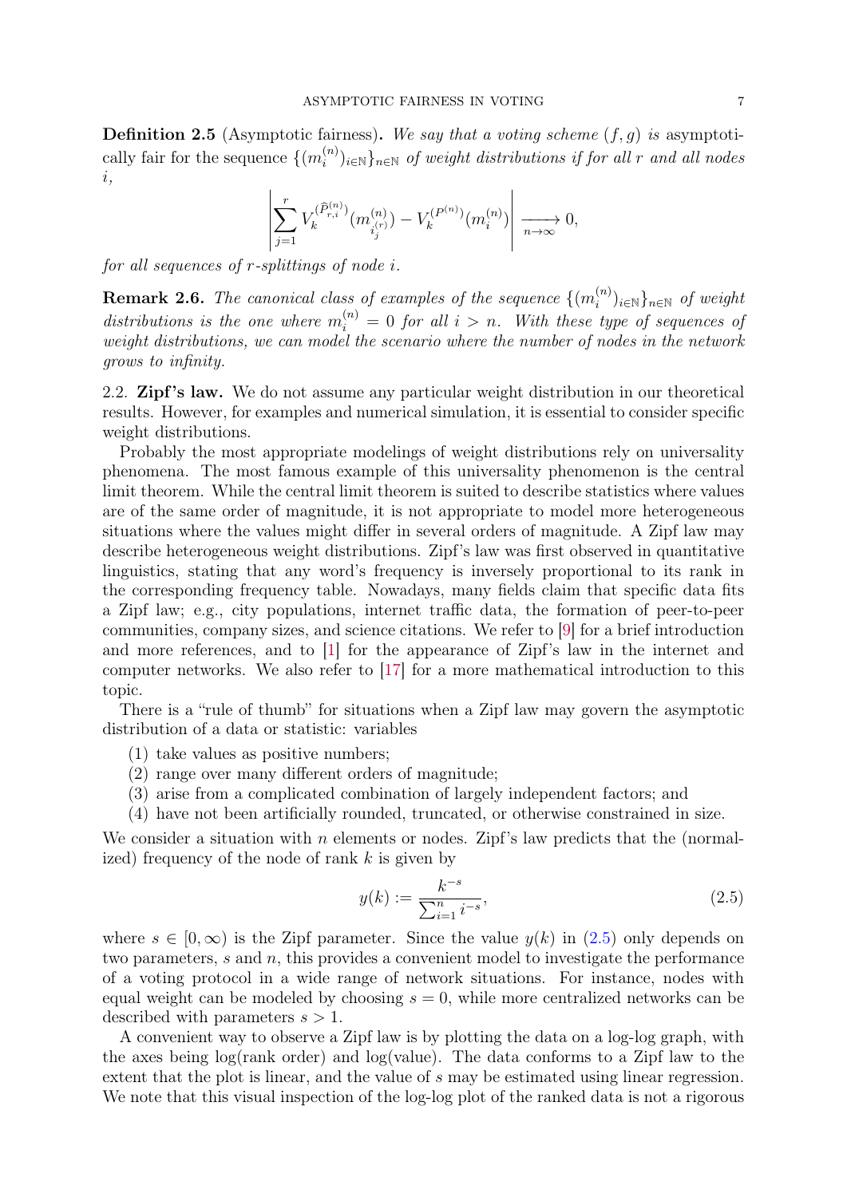**Definition 2.5** (Asymptotic fairness)**.** *We say that a voting scheme $(f, g)$ is* asymptotically fair for the sequence $\{(m_i^{(n)})_{i\in\mathbb{N}}\}_{n\in\mathbb{N}}$ *of weight distributions if for all $r$ and all nodes $i$,*

$$\left| \sum_{j=1}^{r} V_k^{(\widehat{P}_{r,i}^{(n)})}(m_{i_j^{(r)}}^{(n)}) - V_k^{(P^{(n)})}(m_i^{(n)}) \right| \xrightarrow[n\to\infty]{} 0,$$

*for all sequences of $r$-splittings of node $i$.*

**Remark 2.6.** *The canonical class of examples of the sequence $\{(m_i^{(n)})_{i\in\mathbb{N}}\}_{n\in\mathbb{N}}$ of weight distributions is the one where $m_i^{(n)} = 0$ for all $i > n$. With these type of sequences of weight distributions, we can model the scenario where the number of nodes in the network grows to infinity.*

2.2. **Zipf's law.** We do not assume any particular weight distribution in our theoretical results. However, for examples and numerical simulation, it is essential to consider specific weight distributions.

Probably the most appropriate modelings of weight distributions rely on universality phenomena. The most famous example of this universality phenomenon is the central limit theorem. While the central limit theorem is suited to describe statistics where values are of the same order of magnitude, it is not appropriate to model more heterogeneous situations where the values might differ in several orders of magnitude. A Zipf law may describe heterogeneous weight distributions. Zipf's law was first observed in quantitative linguistics, stating that any word's frequency is inversely proportional to its rank in the corresponding frequency table. Nowadays, many fields claim that specific data fits a Zipf law; e.g., city populations, internet traffic data, the formation of peer-to-peer communities, company sizes, and science citations. We refer to [9] for a brief introduction and more references, and to [1] for the appearance of Zipf's law in the internet and computer networks. We also refer to [17] for a more mathematical introduction to this topic.

There is a "rule of thumb" for situations when a Zipf law may govern the asymptotic distribution of a data or statistic: variables

(1) take values as positive numbers;
(2) range over many different orders of magnitude;
(3) arise from a complicated combination of largely independent factors; and
(4) have not been artificially rounded, truncated, or otherwise constrained in size.

We consider a situation with $n$ elements or nodes. Zipf's law predicts that the (normalized) frequency of the node of rank $k$ is given by

$$y(k) := \frac{k^{-s}}{\sum_{i=1}^{n} i^{-s}}, \tag{2.5}$$

where $s \in [0, \infty)$ is the Zipf parameter. Since the value $y(k)$ in (2.5) only depends on two parameters, $s$ and $n$, this provides a convenient model to investigate the performance of a voting protocol in a wide range of network situations. For instance, nodes with equal weight can be modeled by choosing $s = 0$, while more centralized networks can be described with parameters $s > 1$.

A convenient way to observe a Zipf law is by plotting the data on a log-log graph, with the axes being log(rank order) and log(value). The data conforms to a Zipf law to the extent that the plot is linear, and the value of $s$ may be estimated using linear regression. We note that this visual inspection of the log-log plot of the ranked data is not a rigorous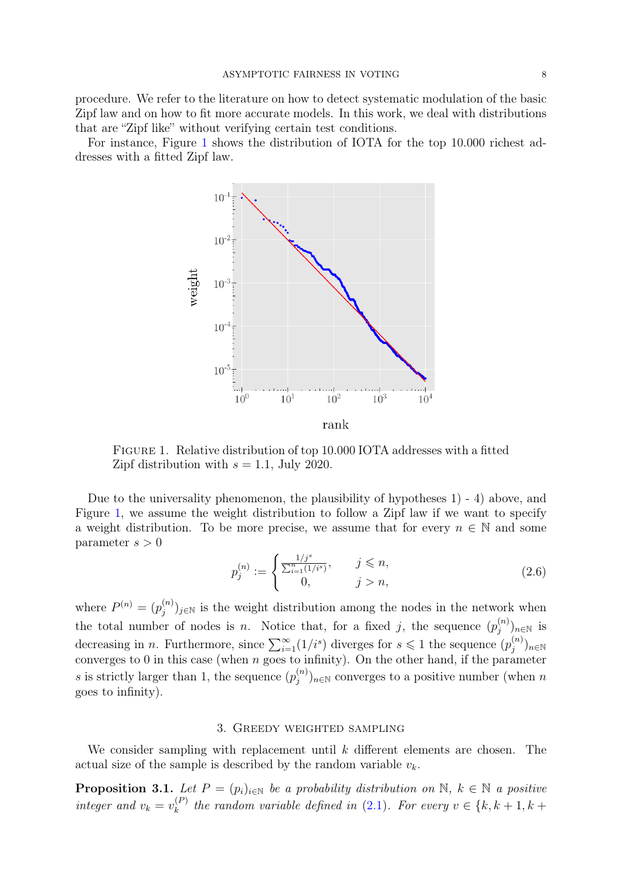procedure. We refer to the literature on how to detect systematic modulation of the basic Zipf law and on how to fit more accurate models. In this work, we deal with distributions that are "Zipf like" without verifying certain test conditions.

For instance, Figure 1 shows the distribution of IOTA for the top 10.000 richest addresses with a fitted Zipf law.

Figure 1. Relative distribution of top 10.000 IOTA addresses with a fitted Zipf distribution with $s = 1.1$, July 2020.

Due to the universality phenomenon, the plausibility of hypotheses 1) - 4) above, and Figure 1, we assume the weight distribution to follow a Zipf law if we want to specify a weight distribution. To be more precise, we assume that for every $n \in \mathbb{N}$ and some parameter $s > 0$

$$p_j^{(n)} := \begin{cases} \frac{1/j^s}{\sum_{i=1}^{n}(1/i^s)}, & j \leqslant n, \\ 0, & j > n, \end{cases} \tag{2.6}$$

where $P^{(n)} = (p_j^{(n)})_{j \in \mathbb{N}}$ is the weight distribution among the nodes in the network when the total number of nodes is $n$. Notice that, for a fixed $j$, the sequence $(p_j^{(n)})_{n \in \mathbb{N}}$ is decreasing in $n$. Furthermore, since $\sum_{i=1}^{\infty}(1/i^s)$ diverges for $s \leqslant 1$ the sequence $(p_j^{(n)})_{n \in \mathbb{N}}$ converges to 0 in this case (when $n$ goes to infinity). On the other hand, if the parameter $s$ is strictly larger than 1, the sequence $(p_j^{(n)})_{n \in \mathbb{N}}$ converges to a positive number (when $n$ goes to infinity).

## 3. Greedy weighted sampling

We consider sampling with replacement until $k$ different elements are chosen. The actual size of the sample is described by the random variable $v_k$.

**Proposition 3.1.** *Let $P = (p_i)_{i \in \mathbb{N}}$ be a probability distribution on $\mathbb{N}$, $k \in \mathbb{N}$ a positive integer and $v_k = v_k^{(P)}$ the random variable defined in (2.1). For every $v \in \{k, k+1, k+$*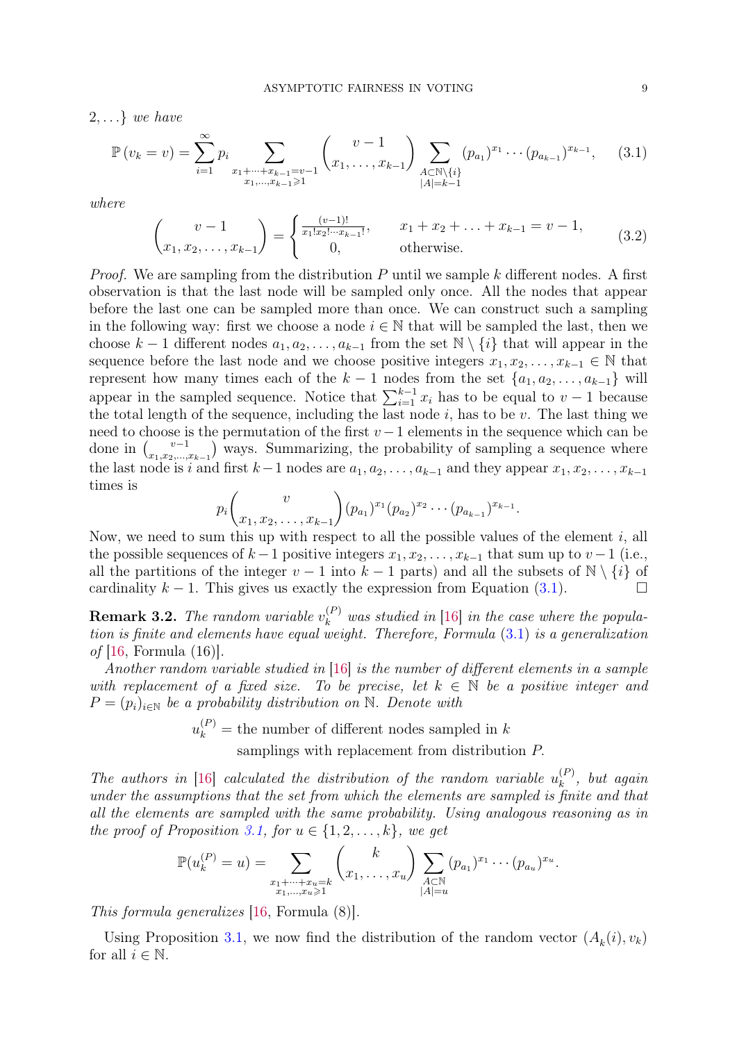$2, \ldots\}$ *we have*

$$\mathbb{P}\left(v_k = v\right) = \sum_{i=1}^{\infty} p_i \sum_{\substack{x_1+\cdots+x_{k-1}=v-1 \\ x_1,\ldots,x_{k-1}\geqslant 1}} \binom{v-1}{x_1,\ldots,x_{k-1}} \sum_{\substack{A\subset\mathbb{N}\setminus\{i\} \\ |A|=k-1}} (p_{a_1})^{x_1}\cdots(p_{a_{k-1}})^{x_{k-1}}, \quad (3.1)$$

*where*

$$\binom{v-1}{x_1,x_2,\ldots,x_{k-1}} = \begin{cases} \frac{(v-1)!}{x_1!x_2!\cdots x_{k-1}!}, & x_1+x_2+\ldots+x_{k-1}=v-1, \\ 0, & \text{otherwise.} \end{cases} \quad (3.2)$$

*Proof.* We are sampling from the distribution $P$ until we sample $k$ different nodes. A first observation is that the last node will be sampled only once. All the nodes that appear before the last one can be sampled more than once. We can construct such a sampling in the following way: first we choose a node $i \in \mathbb{N}$ that will be sampled the last, then we choose $k-1$ different nodes $a_1, a_2, \ldots, a_{k-1}$ from the set $\mathbb{N}\setminus\{i\}$ that will appear in the sequence before the last node and we choose positive integers $x_1, x_2, \ldots, x_{k-1} \in \mathbb{N}$ that represent how many times each of the $k-1$ nodes from the set $\{a_1, a_2, \ldots, a_{k-1}\}$ will appear in the sampled sequence. Notice that $\sum_{i=1}^{k-1} x_i$ has to be equal to $v-1$ because the total length of the sequence, including the last node $i$, has to be $v$. The last thing we need to choose is the permutation of the first $v-1$ elements in the sequence which can be done in $\binom{v-1}{x_1,x_2,\ldots,x_{k-1}}$ ways. Summarizing, the probability of sampling a sequence where the last node is $i$ and first $k-1$ nodes are $a_1, a_2, \ldots, a_{k-1}$ and they appear $x_1, x_2, \ldots, x_{k-1}$ times is

$$p_i \binom{v}{x_1,x_2,\ldots,x_{k-1}} (p_{a_1})^{x_1}(p_{a_2})^{x_2}\cdots(p_{a_{k-1}})^{x_{k-1}}.$$

Now, we need to sum this up with respect to all the possible values of the element $i$, all the possible sequences of $k-1$ positive integers $x_1, x_2, \ldots, x_{k-1}$ that sum up to $v-1$ (i.e., all the partitions of the integer $v-1$ into $k-1$ parts) and all the subsets of $\mathbb{N}\setminus\{i\}$ of cardinality $k-1$. This gives us exactly the expression from Equation (3.1). $\square$

**Remark 3.2.** *The random variable $v_k^{(P)}$ was studied in* [16] *in the case where the population is finite and elements have equal weight. Therefore, Formula* (3.1) *is a generalization of* [16, Formula (16)].

*Another random variable studied in* [16] *is the number of different elements in a sample with replacement of a fixed size. To be precise, let $k \in \mathbb{N}$ be a positive integer and $P = (p_i)_{i\in\mathbb{N}}$ be a probability distribution on $\mathbb{N}$. Denote with*

$$u_k^{(P)} = \text{the number of different nodes sampled in } k \text{ samplings with replacement from distribution } P.$$

*The authors in* [16] *calculated the distribution of the random variable $u_k^{(P)}$, but again under the assumptions that the set from which the elements are sampled is finite and that all the elements are sampled with the same probability. Using analogous reasoning as in the proof of Proposition 3.1, for $u \in \{1, 2, \ldots, k\}$, we get*

$$\mathbb{P}(u_k^{(P)} = u) = \sum_{\substack{x_1+\cdots+x_u=k \\ x_1,\ldots,x_u\geqslant 1}} \binom{k}{x_1,\ldots,x_u} \sum_{\substack{A\subset\mathbb{N} \\ |A|=u}} (p_{a_1})^{x_1}\cdots(p_{a_u})^{x_u}.$$

*This formula generalizes* [16, Formula (8)].

Using Proposition 3.1, we now find the distribution of the random vector $(A_k(i), v_k)$ for all $i \in \mathbb{N}$.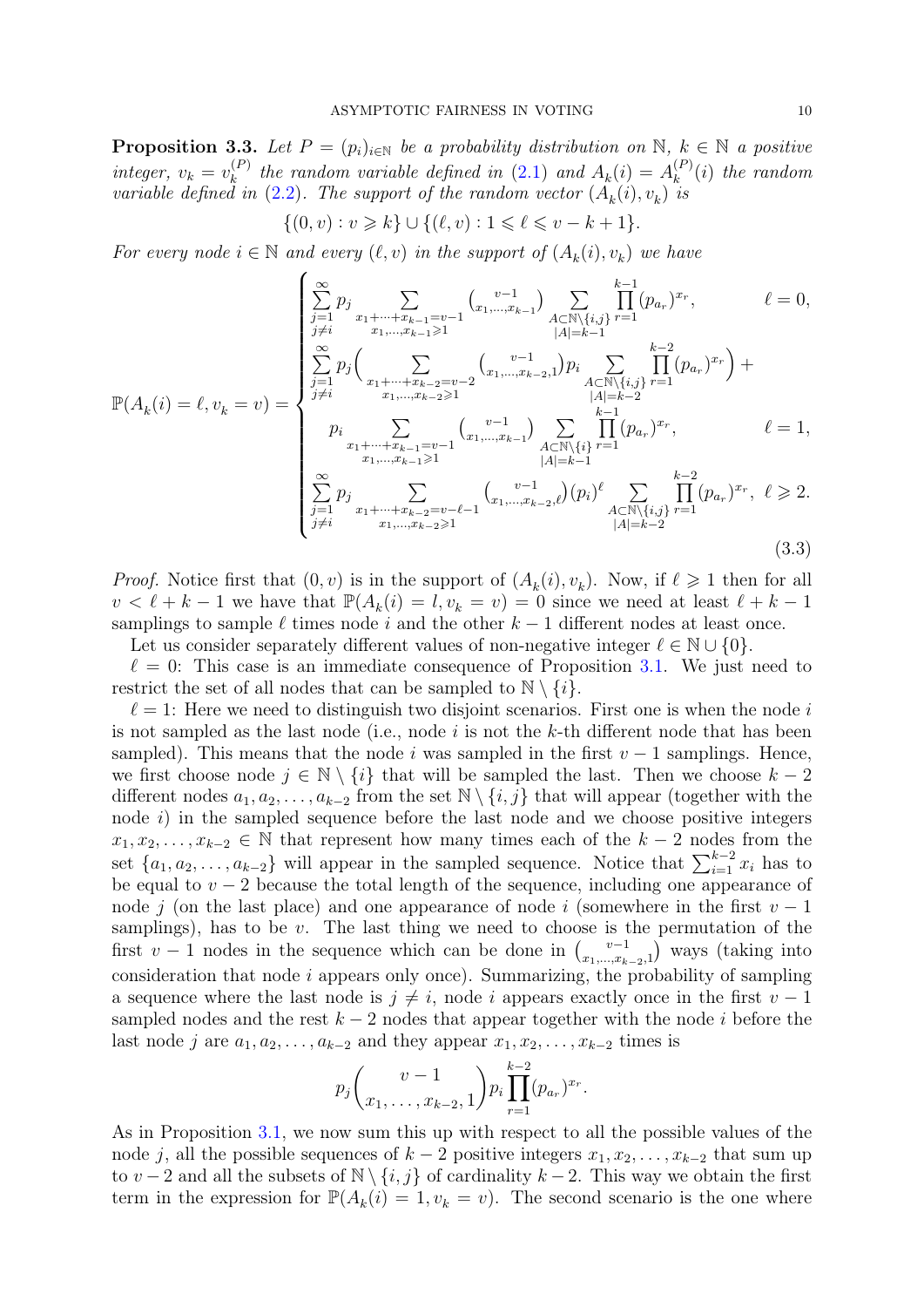**Proposition 3.3.** *Let $P = (p_i)_{i\in\mathbb{N}}$ be a probability distribution on $\mathbb{N}$, $k \in \mathbb{N}$ a positive integer, $v_k = v_k^{(P)}$ the random variable defined in (2.1) and $A_k(i) = A_k^{(P)}(i)$ the random variable defined in (2.2). The support of the random vector $(A_k(i), v_k)$ is*

$$\{(0, v) : v \geqslant k\} \cup \{(\ell, v) : 1 \leqslant \ell \leqslant v - k + 1\}.$$

*For every node $i \in \mathbb{N}$ and every $(\ell, v)$ in the support of $(A_k(i), v_k)$ we have*

$$\mathbb{P}(A_k(i) = \ell, v_k = v) = \begin{cases} \displaystyle\sum_{\substack{j=1\\ j\neq i}}^{\infty} p_j \sum_{\substack{x_1+\cdots+x_{k-1}=v-1\\ x_1,\ldots,x_{k-1}\geqslant 1}} \binom{v-1}{x_1,\ldots,x_{k-1}} \sum_{\substack{A\subset\mathbb{N}\setminus\{i,j\}\\ |A|=k-1}} \prod_{r=1}^{k-1} (p_{a_r})^{x_r}, & \ell = 0,\\[2ex] \displaystyle\sum_{\substack{j=1\\ j\neq i}}^{\infty} p_j \Big( \sum_{\substack{x_1+\cdots+x_{k-2}=v-2\\ x_1,\ldots,x_{k-2}\geqslant 1}} \binom{v-1}{x_1,\ldots,x_{k-2},1} p_i \sum_{\substack{A\subset\mathbb{N}\setminus\{i,j\}\\ |A|=k-2}} \prod_{r=1}^{k-2} (p_{a_r})^{x_r} \Big) + \\ \displaystyle\qquad p_i \sum_{\substack{x_1+\cdots+x_{k-1}=v-1\\ x_1,\ldots,x_{k-1}\geqslant 1}} \binom{v-1}{x_1,\ldots,x_{k-1}} \sum_{\substack{A\subset\mathbb{N}\setminus\{i\}\\ |A|=k-1}} \prod_{r=1}^{k-1} (p_{a_r})^{x_r}, & \ell = 1,\\[2ex] \displaystyle\sum_{\substack{j=1\\ j\neq i}}^{\infty} p_j \sum_{\substack{x_1+\cdots+x_{k-2}=v-\ell-1\\ x_1,\ldots,x_{k-2}\geqslant 1}} \binom{v-1}{x_1,\ldots,x_{k-2},\ell} (p_i)^{\ell} \sum_{\substack{A\subset\mathbb{N}\setminus\{i,j\}\\ |A|=k-2}} \prod_{r=1}^{k-2} (p_{a_r})^{x_r}, & \ell \geqslant 2. \end{cases} \tag{3.3}$$

*Proof.* Notice first that $(0, v)$ is in the support of $(A_k(i), v_k)$. Now, if $\ell \geqslant 1$ then for all $v < \ell + k - 1$ we have that $\mathbb{P}(A_k(i) = l, v_k = v) = 0$ since we need at least $\ell + k - 1$ samplings to sample $\ell$ times node $i$ and the other $k - 1$ different nodes at least once.

Let us consider separately different values of non-negative integer $\ell \in \mathbb{N} \cup \{0\}$.

$\ell = 0$: This case is an immediate consequence of Proposition 3.1. We just need to restrict the set of all nodes that can be sampled to $\mathbb{N} \setminus \{i\}$.

$\ell = 1$: Here we need to distinguish two disjoint scenarios. First one is when the node $i$ is not sampled as the last node (i.e., node $i$ is not the $k$-th different node that has been sampled). This means that the node $i$ was sampled in the first $v - 1$ samplings. Hence, we first choose node $j \in \mathbb{N} \setminus \{i\}$ that will be sampled the last. Then we choose $k - 2$ different nodes $a_1, a_2, \ldots, a_{k-2}$ from the set $\mathbb{N} \setminus \{i, j\}$ that will appear (together with the node $i$) in the sampled sequence before the last node and we choose positive integers $x_1, x_2, \ldots, x_{k-2} \in \mathbb{N}$ that represent how many times each of the $k - 2$ nodes from the set $\{a_1, a_2, \ldots, a_{k-2}\}$ will appear in the sampled sequence. Notice that $\sum_{i=1}^{k-2} x_i$ has to be equal to $v - 2$ because the total length of the sequence, including one appearance of node $j$ (on the last place) and one appearance of node $i$ (somewhere in the first $v - 1$ samplings), has to be $v$. The last thing we need to choose is the permutation of the first $v - 1$ nodes in the sequence which can be done in $\binom{v-1}{x_1,\ldots,x_{k-2},1}$ ways (taking into consideration that node $i$ appears only once). Summarizing, the probability of sampling a sequence where the last node is $j \neq i$, node $i$ appears exactly once in the first $v - 1$ sampled nodes and the rest $k - 2$ nodes that appear together with the node $i$ before the last node $j$ are $a_1, a_2, \ldots, a_{k-2}$ and they appear $x_1, x_2, \ldots, x_{k-2}$ times is

$$p_j \binom{v-1}{x_1,\ldots,x_{k-2},1} p_i \prod_{r=1}^{k-2} (p_{a_r})^{x_r}.$$

As in Proposition 3.1, we now sum this up with respect to all the possible values of the node $j$, all the possible sequences of $k - 2$ positive integers $x_1, x_2, \ldots, x_{k-2}$ that sum up to $v - 2$ and all the subsets of $\mathbb{N} \setminus \{i, j\}$ of cardinality $k - 2$. This way we obtain the first term in the expression for $\mathbb{P}(A_k(i) = 1, v_k = v)$. The second scenario is the one where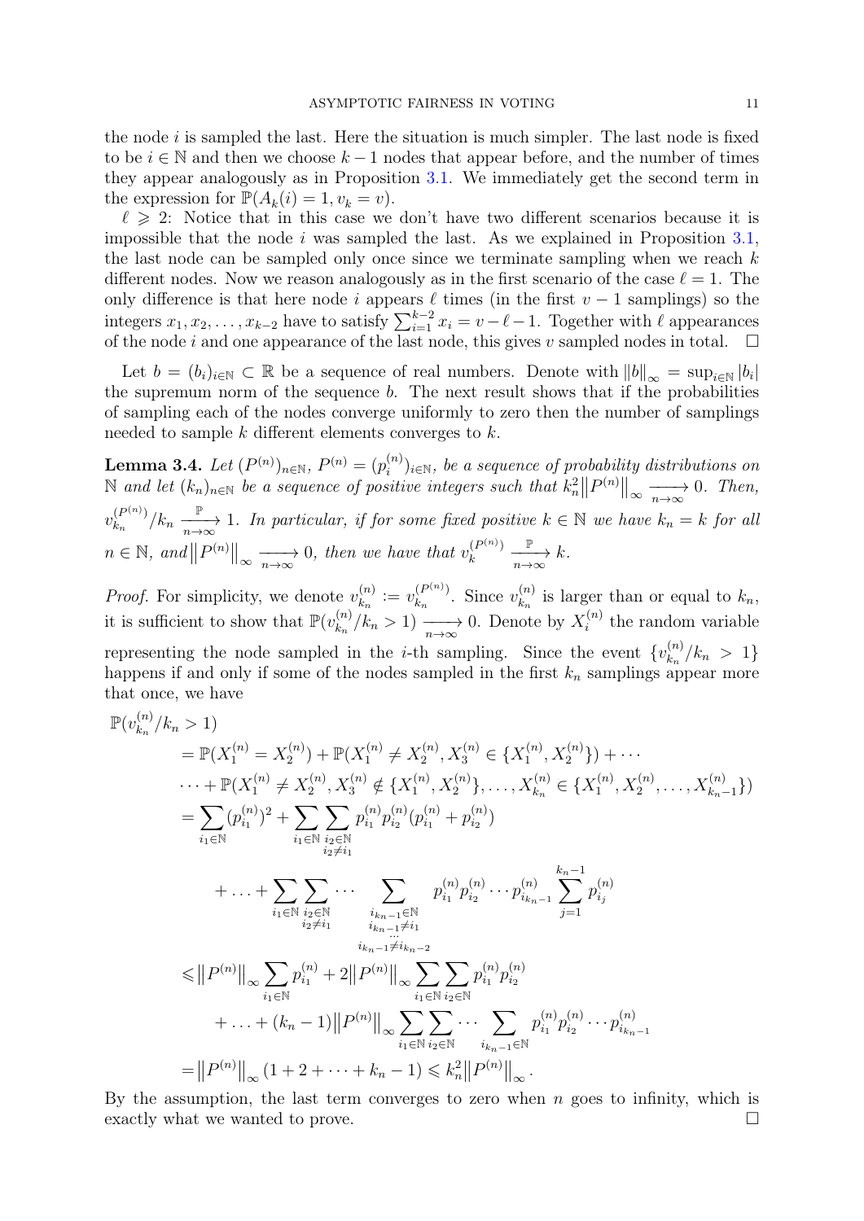the node $i$ is sampled the last. Here the situation is much simpler. The last node is fixed to be $i \in \mathbb{N}$ and then we choose $k-1$ nodes that appear before, and the number of times they appear analogously as in Proposition 3.1. We immediately get the second term in the expression for $\mathbb{P}(A_k(i)=1, v_k=v)$.

$\ell \geqslant 2$: Notice that in this case we don't have two different scenarios because it is impossible that the node $i$ was sampled the last. As we explained in Proposition 3.1, the last node can be sampled only once since we terminate sampling when we reach $k$ different nodes. Now we reason analogously as in the first scenario of the case $\ell = 1$. The only difference is that here node $i$ appears $\ell$ times (in the first $v-1$ samplings) so the integers $x_1, x_2, \ldots, x_{k-2}$ have to satisfy $\sum_{i=1}^{k-2} x_i = v - \ell - 1$. Together with $\ell$ appearances of the node $i$ and one appearance of the last node, this gives $v$ sampled nodes in total. $\square$

Let $b = (b_i)_{i\in\mathbb{N}} \subset \mathbb{R}$ be a sequence of real numbers. Denote with $\|b\|_\infty = \sup_{i\in\mathbb{N}} |b_i|$ the supremum norm of the sequence $b$. The next result shows that if the probabilities of sampling each of the nodes converge uniformly to zero then the number of samplings needed to sample $k$ different elements converges to $k$.

**Lemma 3.4.** *Let $(P^{(n)})_{n\in\mathbb{N}}$, $P^{(n)} = (p_i^{(n)})_{i\in\mathbb{N}}$, be a sequence of probability distributions on $\mathbb{N}$ and let $(k_n)_{n\in\mathbb{N}}$ be a sequence of positive integers such that $k_n^2\|P^{(n)}\|_\infty \xrightarrow[n\to\infty]{} 0$. Then, $v_{k_n}^{(P^{(n)})}/k_n \xrightarrow[n\to\infty]{\mathbb{P}} 1$. In particular, if for some fixed positive $k \in \mathbb{N}$ we have $k_n = k$ for all $n \in \mathbb{N}$, and $\|P^{(n)}\|_\infty \xrightarrow[n\to\infty]{} 0$, then we have that $v_k^{(P^{(n)})} \xrightarrow[n\to\infty]{\mathbb{P}} k$.*

*Proof.* For simplicity, we denote $v_{k_n}^{(n)} := v_{k_n}^{(P^{(n)})}$. Since $v_{k_n}^{(n)}$ is larger than or equal to $k_n$, it is sufficient to show that $\mathbb{P}(v_{k_n}^{(n)}/k_n > 1) \xrightarrow[n\to\infty]{} 0$. Denote by $X_i^{(n)}$ the random variable representing the node sampled in the $i$-th sampling. Since the event $\{v_{k_n}^{(n)}/k_n > 1\}$ happens if and only if some of the nodes sampled in the first $k_n$ samplings appear more that once, we have

$$
\begin{aligned}
&\mathbb{P}(v_{k_n}^{(n)}/k_n > 1) \\
&\quad= \mathbb{P}(X_1^{(n)} = X_2^{(n)}) + \mathbb{P}(X_1^{(n)} \neq X_2^{(n)}, X_3^{(n)} \in \{X_1^{(n)}, X_2^{(n)}\}) + \cdots \\
&\quad\cdots + \mathbb{P}(X_1^{(n)} \neq X_2^{(n)}, X_3^{(n)} \notin \{X_1^{(n)}, X_2^{(n)}\}, \ldots, X_{k_n}^{(n)} \in \{X_1^{(n)}, X_2^{(n)}, \ldots, X_{k_n-1}^{(n)}\}) \\
&\quad= \sum_{i_1\in\mathbb{N}} (p_{i_1}^{(n)})^2 + \sum_{i_1\in\mathbb{N}} \sum_{\substack{i_2\in\mathbb{N} \\ i_2\neq i_1}} p_{i_1}^{(n)} p_{i_2}^{(n)} (p_{i_1}^{(n)} + p_{i_2}^{(n)}) \\
&\qquad + \ldots + \sum_{i_1\in\mathbb{N}} \sum_{\substack{i_2\in\mathbb{N} \\ i_2\neq i_1}} \cdots \sum_{\substack{i_{k_n-1}\in\mathbb{N} \\ i_{k_n-1}\neq i_1 \\ \cdots \\ i_{k_n-1}\neq i_{k_n-2}}} p_{i_1}^{(n)} p_{i_2}^{(n)} \cdots p_{i_{k_n-1}}^{(n)} \sum_{j=1}^{k_n-1} p_{i_j}^{(n)} \\
&\quad\leqslant \|P^{(n)}\|_\infty \sum_{i_1\in\mathbb{N}} p_{i_1}^{(n)} + 2\|P^{(n)}\|_\infty \sum_{i_1\in\mathbb{N}} \sum_{i_2\in\mathbb{N}} p_{i_1}^{(n)} p_{i_2}^{(n)} \\
&\qquad + \ldots + (k_n - 1)\|P^{(n)}\|_\infty \sum_{i_1\in\mathbb{N}} \sum_{i_2\in\mathbb{N}} \cdots \sum_{i_{k_n-1}\in\mathbb{N}} p_{i_1}^{(n)} p_{i_2}^{(n)} \cdots p_{i_{k_n-1}}^{(n)} \\
&\quad= \|P^{(n)}\|_\infty (1 + 2 + \cdots + k_n - 1) \leqslant k_n^2 \|P^{(n)}\|_\infty .
\end{aligned}
$$

By the assumption, the last term converges to zero when $n$ goes to infinity, which is exactly what we wanted to prove. $\square$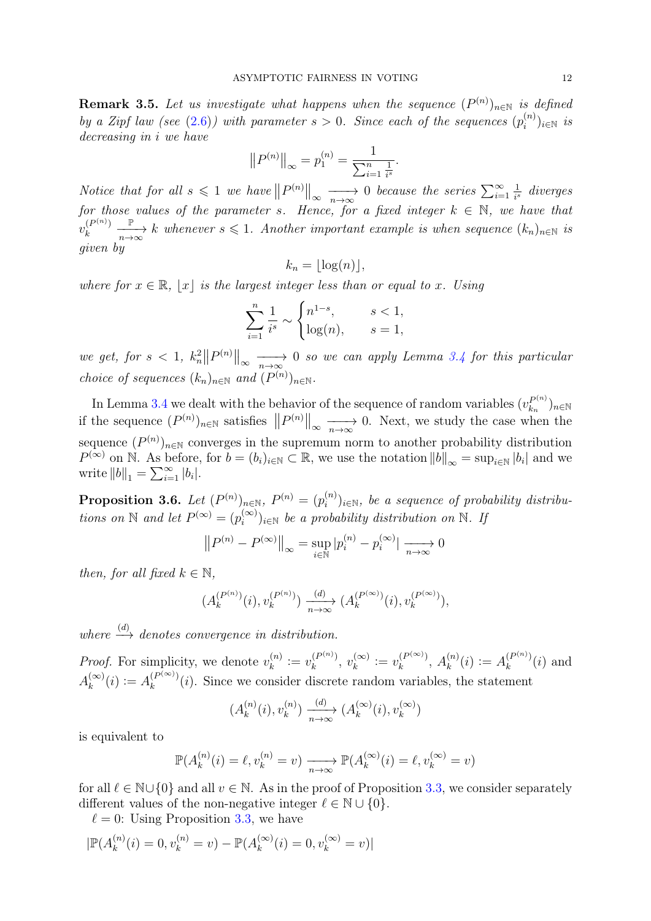**Remark 3.5.** *Let us investigate what happens when the sequence $(P^{(n)})_{n\in\mathbb{N}}$ is defined by a Zipf law (see (2.6)) with parameter $s > 0$. Since each of the sequences $(p_i^{(n)})_{i\in\mathbb{N}}$ is decreasing in $i$ we have*

$$\big\|P^{(n)}\big\|_\infty = p_1^{(n)} = \frac{1}{\sum_{i=1}^n \frac{1}{i^s}}.$$

*Notice that for all $s \leqslant 1$ we have $\big\|P^{(n)}\big\|_\infty \xrightarrow[n\to\infty]{} 0$ because the series $\sum_{i=1}^\infty \frac{1}{i^s}$ diverges for those values of the parameter $s$. Hence, for a fixed integer $k \in \mathbb{N}$, we have that $v_k^{(P^{(n)})} \xrightarrow[n\to\infty]{\mathbb{P}} k$ whenever $s \leqslant 1$. Another important example is when sequence $(k_n)_{n\in\mathbb{N}}$ is given by*

$$k_n = \lfloor \log(n) \rfloor,$$

*where for $x \in \mathbb{R}$, $\lfloor x \rfloor$ is the largest integer less than or equal to $x$. Using*

$$\sum_{i=1}^n \frac{1}{i^s} \sim \begin{cases} n^{1-s}, & s < 1, \\ \log(n), & s = 1, \end{cases}$$

*we get, for $s < 1$, $k_n^2 \big\|P^{(n)}\big\|_\infty \xrightarrow[n\to\infty]{} 0$ so we can apply Lemma 3.4 for this particular choice of sequences $(k_n)_{n\in\mathbb{N}}$ and $(P^{(n)})_{n\in\mathbb{N}}$.*

In Lemma 3.4 we dealt with the behavior of the sequence of random variables $(v_{k_n}^{P^{(n)}})_{n\in\mathbb{N}}$ if the sequence $(P^{(n)})_{n\in\mathbb{N}}$ satisfies $\big\|P^{(n)}\big\|_\infty \xrightarrow[n\to\infty]{} 0$. Next, we study the case when the sequence $(P^{(n)})_{n\in\mathbb{N}}$ converges in the supremum norm to another probability distribution $P^{(\infty)}$ on $\mathbb{N}$. As before, for $b = (b_i)_{i\in\mathbb{N}} \subset \mathbb{R}$, we use the notation $\|b\|_\infty = \sup_{i\in\mathbb{N}} |b_i|$ and we write $\|b\|_1 = \sum_{i=1}^\infty |b_i|$.

**Proposition 3.6.** *Let $(P^{(n)})_{n\in\mathbb{N}}$, $P^{(n)} = (p_i^{(n)})_{i\in\mathbb{N}}$, be a sequence of probability distributions on $\mathbb{N}$ and let $P^{(\infty)} = (p_i^{(\infty)})_{i\in\mathbb{N}}$ be a probability distribution on $\mathbb{N}$. If*

$$\big\|P^{(n)} - P^{(\infty)}\big\|_\infty = \sup_{i\in\mathbb{N}} |p_i^{(n)} - p_i^{(\infty)}| \xrightarrow[n\to\infty]{} 0$$

*then, for all fixed $k \in \mathbb{N}$,*

$$(A_k^{(P^{(n)})}(i), v_k^{(P^{(n)})}) \xrightarrow[n\to\infty]{(d)} (A_k^{(P^{(\infty)})}(i), v_k^{(P^{(\infty)})}),$$

*where $\xrightarrow{(d)}$ denotes convergence in distribution.*

*Proof.* For simplicity, we denote $v_k^{(n)} := v_k^{(P^{(n)})}$, $v_k^{(\infty)} := v_k^{(P^{(\infty)})}$, $A_k^{(n)}(i) := A_k^{(P^{(n)})}(i)$ and $A_k^{(\infty)}(i) := A_k^{(P^{(\infty)})}(i)$. Since we consider discrete random variables, the statement

$$(A_k^{(n)}(i), v_k^{(n)}) \xrightarrow[n\to\infty]{(d)} (A_k^{(\infty)}(i), v_k^{(\infty)})$$

is equivalent to

$$\mathbb{P}(A_k^{(n)}(i) = \ell, v_k^{(n)} = v) \xrightarrow[n\to\infty]{} \mathbb{P}(A_k^{(\infty)}(i) = \ell, v_k^{(\infty)} = v)$$

for all $\ell \in \mathbb{N}\cup\{0\}$ and all $v \in \mathbb{N}$. As in the proof of Proposition 3.3, we consider separately different values of the non-negative integer $\ell \in \mathbb{N}\cup\{0\}$.

$\ell = 0$: Using Proposition 3.3, we have

$$|\mathbb{P}(A_k^{(n)}(i) = 0, v_k^{(n)} = v) - \mathbb{P}(A_k^{(\infty)}(i) = 0, v_k^{(\infty)} = v)|$$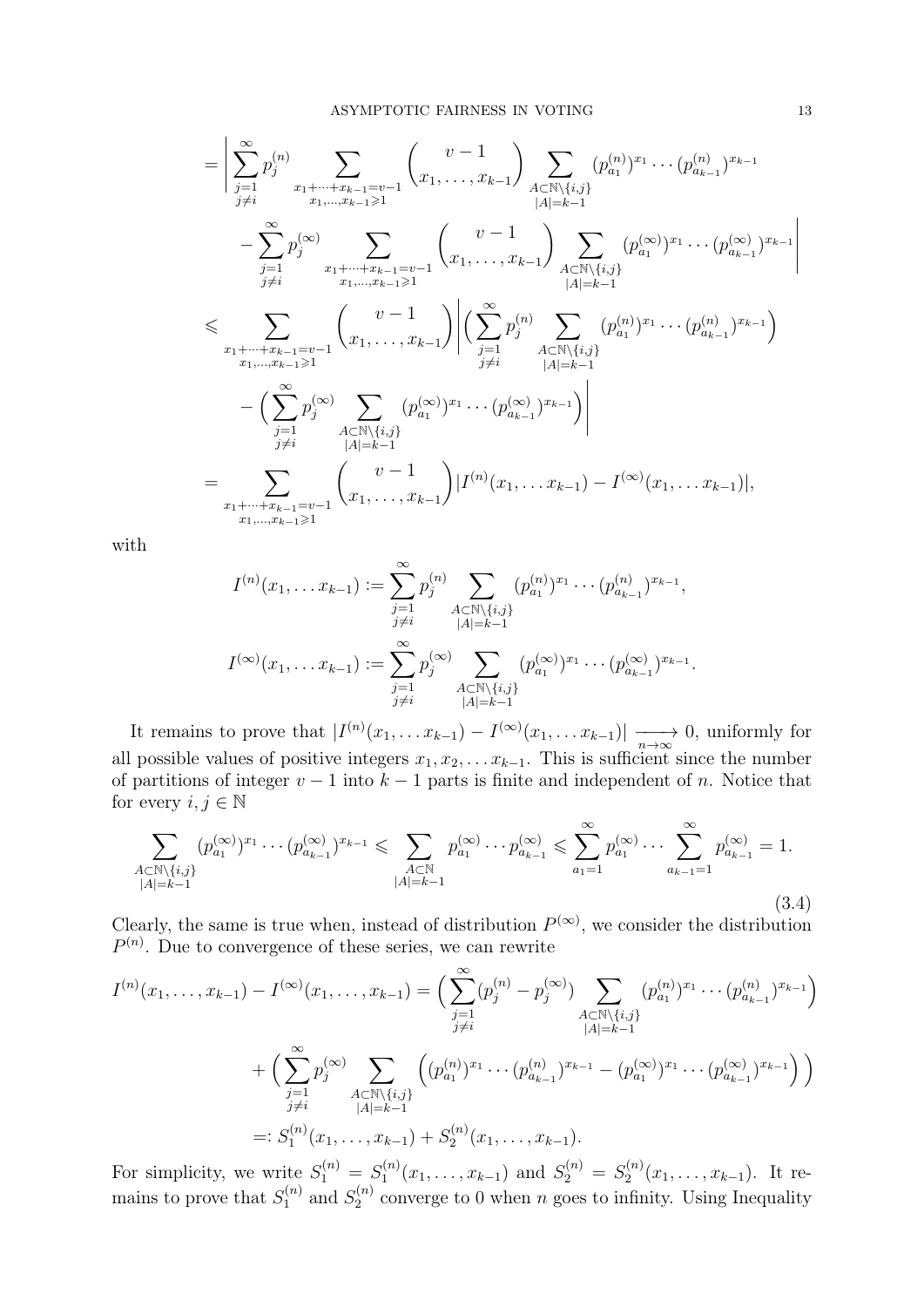$$
\begin{aligned}
&= \Bigg| \sum_{\substack{j=1\\ j\neq i}}^{\infty} p_j^{(n)} \sum_{\substack{x_1+\cdots+x_{k-1}=v-1\\ x_1,\ldots,x_{k-1}\geqslant 1}} \binom{v-1}{x_1,\ldots,x_{k-1}} \sum_{\substack{A\subset \mathbb{N}\setminus\{i,j\}\\ |A|=k-1}} (p_{a_1}^{(n)})^{x_1}\cdots (p_{a_{k-1}}^{(n)})^{x_{k-1}} \\
&\qquad - \sum_{\substack{j=1\\ j\neq i}}^{\infty} p_j^{(\infty)} \sum_{\substack{x_1+\cdots+x_{k-1}=v-1\\ x_1,\ldots,x_{k-1}\geqslant 1}} \binom{v-1}{x_1,\ldots,x_{k-1}} \sum_{\substack{A\subset \mathbb{N}\setminus\{i,j\}\\ |A|=k-1}} (p_{a_1}^{(\infty)})^{x_1}\cdots (p_{a_{k-1}}^{(\infty)})^{x_{k-1}} \Bigg| \\
&\leqslant \sum_{\substack{x_1+\cdots+x_{k-1}=v-1\\ x_1,\ldots,x_{k-1}\geqslant 1}} \binom{v-1}{x_1,\ldots,x_{k-1}} \Bigg| \Big( \sum_{\substack{j=1\\ j\neq i}}^{\infty} p_j^{(n)} \sum_{\substack{A\subset \mathbb{N}\setminus\{i,j\}\\ |A|=k-1}} (p_{a_1}^{(n)})^{x_1}\cdots (p_{a_{k-1}}^{(n)})^{x_{k-1}} \Big) \\
&\qquad - \Big( \sum_{\substack{j=1\\ j\neq i}}^{\infty} p_j^{(\infty)} \sum_{\substack{A\subset \mathbb{N}\setminus\{i,j\}\\ |A|=k-1}} (p_{a_1}^{(\infty)})^{x_1}\cdots (p_{a_{k-1}}^{(\infty)})^{x_{k-1}} \Big) \Bigg| \\
&= \sum_{\substack{x_1+\cdots+x_{k-1}=v-1\\ x_1,\ldots,x_{k-1}\geqslant 1}} \binom{v-1}{x_1,\ldots,x_{k-1}} |I^{(n)}(x_1,\ldots x_{k-1}) - I^{(\infty)}(x_1,\ldots x_{k-1})|,
\end{aligned}
$$

with

$$
I^{(n)}(x_1,\ldots x_{k-1}) := \sum_{\substack{j=1\\ j\neq i}}^{\infty} p_j^{(n)} \sum_{\substack{A\subset \mathbb{N}\setminus\{i,j\}\\ |A|=k-1}} (p_{a_1}^{(n)})^{x_1}\cdots (p_{a_{k-1}}^{(n)})^{x_{k-1}},
$$

$$
I^{(\infty)}(x_1,\ldots x_{k-1}) := \sum_{\substack{j=1\\ j\neq i}}^{\infty} p_j^{(\infty)} \sum_{\substack{A\subset \mathbb{N}\setminus\{i,j\}\\ |A|=k-1}} (p_{a_1}^{(\infty)})^{x_1}\cdots (p_{a_{k-1}}^{(\infty)})^{x_{k-1}}.
$$

It remains to prove that $|I^{(n)}(x_1,\ldots x_{k-1}) - I^{(\infty)}(x_1,\ldots x_{k-1})| \xrightarrow[n\to\infty]{} 0$, uniformly for all possible values of positive integers $x_1, x_2, \ldots x_{k-1}$. This is sufficient since the number of partitions of integer $v-1$ into $k-1$ parts is finite and independent of $n$. Notice that for every $i,j\in\mathbb{N}$

$$
\sum_{\substack{A\subset \mathbb{N}\setminus\{i,j\}\\ |A|=k-1}} (p_{a_1}^{(\infty)})^{x_1}\cdots (p_{a_{k-1}}^{(\infty)})^{x_{k-1}} \leqslant \sum_{\substack{A\subset \mathbb{N}\\ |A|=k-1}} p_{a_1}^{(\infty)}\cdots p_{a_{k-1}}^{(\infty)} \leqslant \sum_{a_1=1}^{\infty} p_{a_1}^{(\infty)}\cdots \sum_{a_{k-1}=1}^{\infty} p_{a_{k-1}}^{(\infty)} = 1. \tag{3.4}
$$

Clearly, the same is true when, instead of distribution $P^{(\infty)}$, we consider the distribution $P^{(n)}$. Due to convergence of these series, we can rewrite

$$
\begin{aligned}
I^{(n)}(x_1,\ldots,x_{k-1}) - I^{(\infty)}(x_1,\ldots,x_{k-1}) &= \Big( \sum_{\substack{j=1\\ j\neq i}}^{\infty} (p_j^{(n)} - p_j^{(\infty)}) \sum_{\substack{A\subset \mathbb{N}\setminus\{i,j\}\\ |A|=k-1}} (p_{a_1}^{(n)})^{x_1}\cdots (p_{a_{k-1}}^{(n)})^{x_{k-1}} \Big) \\
&\quad + \Big( \sum_{\substack{j=1\\ j\neq i}}^{\infty} p_j^{(\infty)} \sum_{\substack{A\subset \mathbb{N}\setminus\{i,j\}\\ |A|=k-1}} \Big( (p_{a_1}^{(n)})^{x_1}\cdots (p_{a_{k-1}}^{(n)})^{x_{k-1}} - (p_{a_1}^{(\infty)})^{x_1}\cdots (p_{a_{k-1}}^{(\infty)})^{x_{k-1}} \Big) \Big) \\
&=: S_1^{(n)}(x_1,\ldots,x_{k-1}) + S_2^{(n)}(x_1,\ldots,x_{k-1}).
\end{aligned}
$$

For simplicity, we write $S_1^{(n)} = S_1^{(n)}(x_1,\ldots,x_{k-1})$ and $S_2^{(n)} = S_2^{(n)}(x_1,\ldots,x_{k-1})$. It remains to prove that $S_1^{(n)}$ and $S_2^{(n)}$ converge to 0 when $n$ goes to infinity. Using Inequality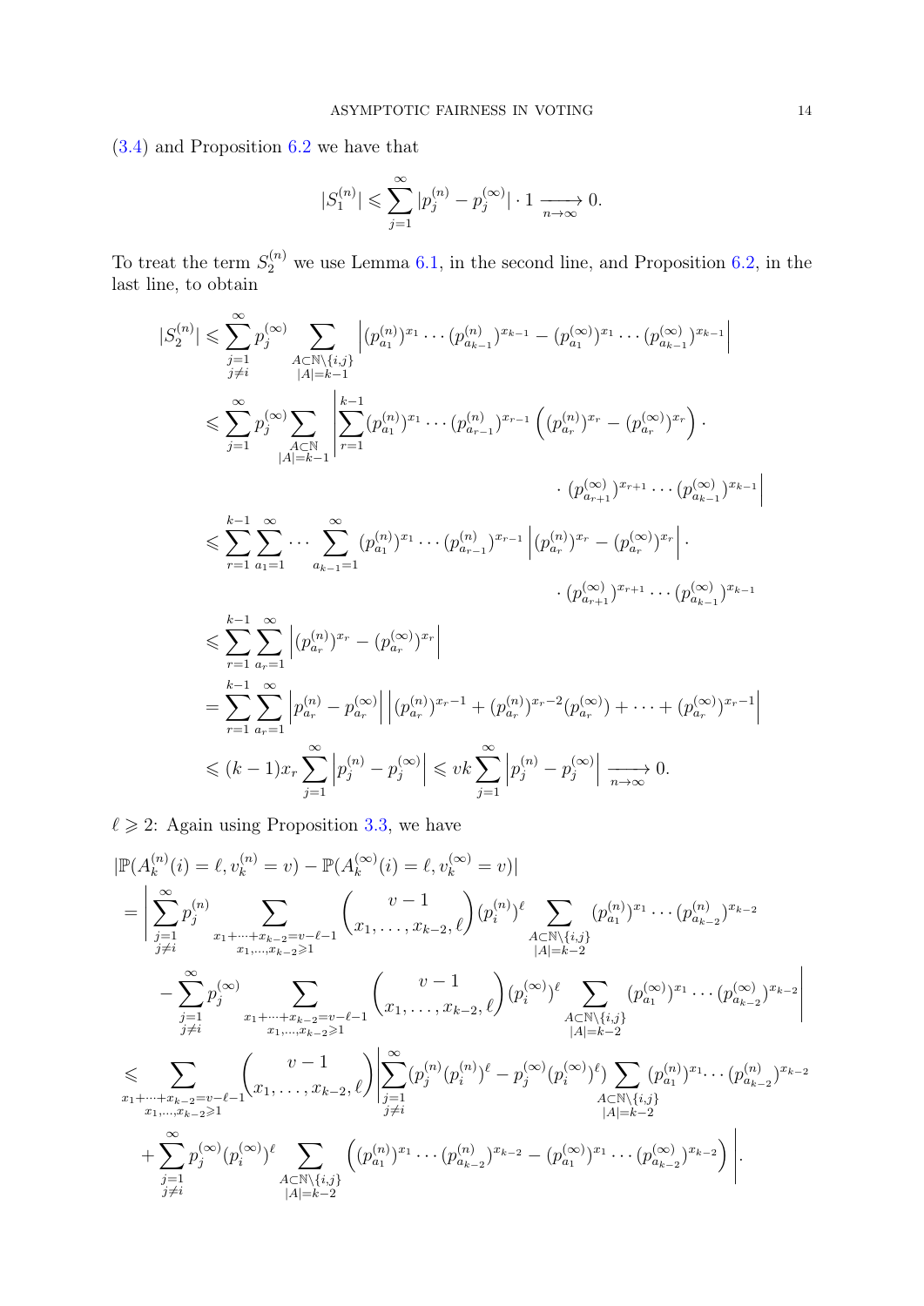(3.4) and Proposition 6.2 we have that

$$|S_1^{(n)}| \leqslant \sum_{j=1}^{\infty} |p_j^{(n)} - p_j^{(\infty)}| \cdot 1 \xrightarrow[n\to\infty]{} 0.$$

To treat the term $S_2^{(n)}$ we use Lemma 6.1, in the second line, and Proposition 6.2, in the last line, to obtain

$$\begin{aligned}
|S_2^{(n)}| &\leqslant \sum_{\substack{j=1\\ j\neq i}}^{\infty} p_j^{(\infty)} \sum_{\substack{A\subset \mathbb{N}\setminus\{i,j\}\\ |A|=k-1}} \left| (p_{a_1}^{(n)})^{x_1}\cdots (p_{a_{k-1}}^{(n)})^{x_{k-1}} - (p_{a_1}^{(\infty)})^{x_1}\cdots (p_{a_{k-1}}^{(\infty)})^{x_{k-1}} \right| \\
&\leqslant \sum_{j=1}^{\infty} p_j^{(\infty)} \sum_{\substack{A\subset \mathbb{N}\\ |A|=k-1}} \left| \sum_{r=1}^{k-1} (p_{a_1}^{(n)})^{x_1}\cdots (p_{a_{r-1}}^{(n)})^{x_{r-1}} \left( (p_{a_r}^{(n)})^{x_r} - (p_{a_r}^{(\infty)})^{x_r} \right) \cdot \right. \\
&\qquad\qquad\qquad\qquad \left. \cdot\, (p_{a_{r+1}}^{(\infty)})^{x_{r+1}}\cdots (p_{a_{k-1}}^{(\infty)})^{x_{k-1}} \right| \\
&\leqslant \sum_{r=1}^{k-1} \sum_{a_1=1}^{\infty} \cdots \sum_{a_{k-1}=1}^{\infty} (p_{a_1}^{(n)})^{x_1}\cdots (p_{a_{r-1}}^{(n)})^{x_{r-1}} \left| (p_{a_r}^{(n)})^{x_r} - (p_{a_r}^{(\infty)})^{x_r} \right| \cdot \\
&\qquad\qquad\qquad\qquad \cdot\, (p_{a_{r+1}}^{(\infty)})^{x_{r+1}}\cdots (p_{a_{k-1}}^{(\infty)})^{x_{k-1}} \\
&\leqslant \sum_{r=1}^{k-1} \sum_{a_r=1}^{\infty} \left| (p_{a_r}^{(n)})^{x_r} - (p_{a_r}^{(\infty)})^{x_r} \right| \\
&= \sum_{r=1}^{k-1} \sum_{a_r=1}^{\infty} \left| p_{a_r}^{(n)} - p_{a_r}^{(\infty)} \right| \left| (p_{a_r}^{(n)})^{x_r-1} + (p_{a_r}^{(n)})^{x_r-2}(p_{a_r}^{(\infty)}) + \cdots + (p_{a_r}^{(\infty)})^{x_r-1} \right| \\
&\leqslant (k-1)x_r \sum_{j=1}^{\infty} \left| p_j^{(n)} - p_j^{(\infty)} \right| \leqslant vk \sum_{j=1}^{\infty} \left| p_j^{(n)} - p_j^{(\infty)} \right| \xrightarrow[n\to\infty]{} 0.
\end{aligned}$$

$\ell \geqslant 2$: Again using Proposition 3.3, we have

$$\begin{aligned}
&|\mathbb{P}(A_k^{(n)}(i) = \ell, v_k^{(n)} = v) - \mathbb{P}(A_k^{(\infty)}(i) = \ell, v_k^{(\infty)} = v)| \\
&= \left| \sum_{\substack{j=1\\ j\neq i}}^{\infty} p_j^{(n)} \sum_{\substack{x_1+\cdots+x_{k-2}=v-\ell-1\\ x_1,\ldots,x_{k-2}\geqslant 1}} \binom{v-1}{x_1,\ldots,x_{k-2},\ell} (p_i^{(n)})^{\ell} \sum_{\substack{A\subset \mathbb{N}\setminus\{i,j\}\\ |A|=k-2}} (p_{a_1}^{(n)})^{x_1}\cdots (p_{a_{k-2}}^{(n)})^{x_{k-2}} \right. \\
&\qquad \left. - \sum_{\substack{j=1\\ j\neq i}}^{\infty} p_j^{(\infty)} \sum_{\substack{x_1+\cdots+x_{k-2}=v-\ell-1\\ x_1,\ldots,x_{k-2}\geqslant 1}} \binom{v-1}{x_1,\ldots,x_{k-2},\ell} (p_i^{(\infty)})^{\ell} \sum_{\substack{A\subset \mathbb{N}\setminus\{i,j\}\\ |A|=k-2}} (p_{a_1}^{(\infty)})^{x_1}\cdots (p_{a_{k-2}}^{(\infty)})^{x_{k-2}} \right| \\
&\leqslant \sum_{\substack{x_1+\cdots+x_{k-2}=v-\ell-1\\ x_1,\ldots,x_{k-2}\geqslant 1}} \binom{v-1}{x_1,\ldots,x_{k-2},\ell} \left| \sum_{\substack{j=1\\ j\neq i}}^{\infty} (p_j^{(n)}(p_i^{(n)})^{\ell} - p_j^{(\infty)}(p_i^{(\infty)})^{\ell}) \sum_{\substack{A\subset \mathbb{N}\setminus\{i,j\}\\ |A|=k-2}} (p_{a_1}^{(n)})^{x_1}\cdots (p_{a_{k-2}}^{(n)})^{x_{k-2}} \right. \\
&\qquad \left. + \sum_{\substack{j=1\\ j\neq i}}^{\infty} p_j^{(\infty)} (p_i^{(\infty)})^{\ell} \sum_{\substack{A\subset \mathbb{N}\setminus\{i,j\}\\ |A|=k-2}} \left( (p_{a_1}^{(n)})^{x_1}\cdots (p_{a_{k-2}}^{(n)})^{x_{k-2}} - (p_{a_1}^{(\infty)})^{x_1}\cdots (p_{a_{k-2}}^{(\infty)})^{x_{k-2}} \right) \right|.
\end{aligned}$$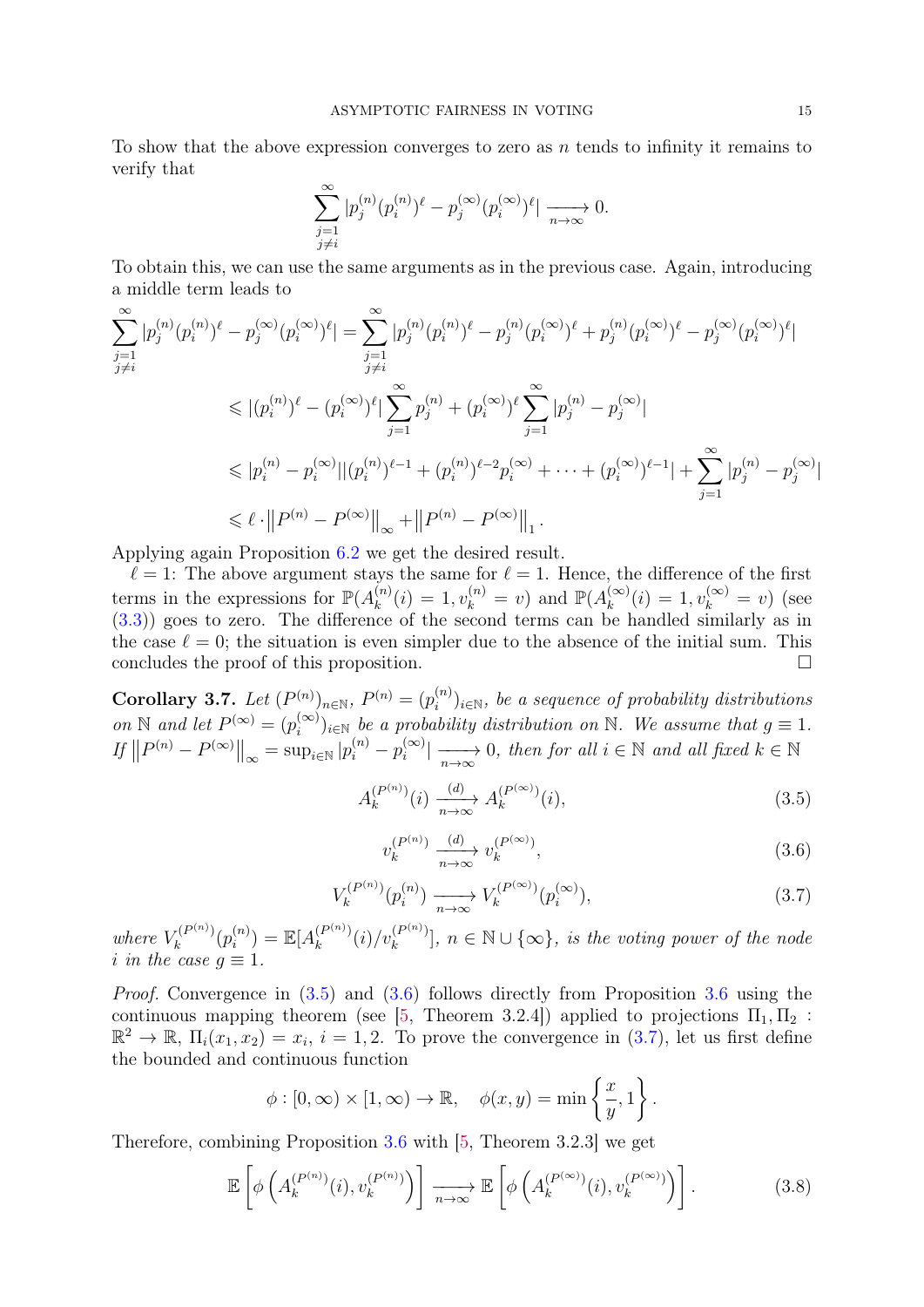To show that the above expression converges to zero as $n$ tends to infinity it remains to verify that

$$\sum_{\substack{j=1\\ j\neq i}}^{\infty} |p_j^{(n)}(p_i^{(n)})^\ell - p_j^{(\infty)}(p_i^{(\infty)})^\ell| \xrightarrow[n\to\infty]{} 0.$$

To obtain this, we can use the same arguments as in the previous case. Again, introducing a middle term leads to

$$\begin{aligned}
\sum_{\substack{j=1\\ j\neq i}}^{\infty} |p_j^{(n)}(p_i^{(n)})^\ell - p_j^{(\infty)}(p_i^{(\infty)})^\ell| &= \sum_{\substack{j=1\\ j\neq i}}^{\infty} |p_j^{(n)}(p_i^{(n)})^\ell - p_j^{(n)}(p_i^{(\infty)})^\ell + p_j^{(n)}(p_i^{(\infty)})^\ell - p_j^{(\infty)}(p_i^{(\infty)})^\ell| \\
&\leqslant |(p_i^{(n)})^\ell - (p_i^{(\infty)})^\ell| \sum_{j=1}^{\infty} p_j^{(n)} + (p_i^{(\infty)})^\ell \sum_{j=1}^{\infty} |p_j^{(n)} - p_j^{(\infty)}| \\
&\leqslant |p_i^{(n)} - p_i^{(\infty)}||(p_i^{(n)})^{\ell-1} + (p_i^{(n)})^{\ell-2}p_i^{(\infty)} + \cdots + (p_i^{(\infty)})^{\ell-1}| + \sum_{j=1}^{\infty} |p_j^{(n)} - p_j^{(\infty)}| \\
&\leqslant \ell \cdot \left\|P^{(n)} - P^{(\infty)}\right\|_\infty + \left\|P^{(n)} - P^{(\infty)}\right\|_1.
\end{aligned}$$

Applying again Proposition 6.2 we get the desired result.

$\ell = 1$: The above argument stays the same for $\ell = 1$. Hence, the difference of the first terms in the expressions for $\mathbb{P}(A_k^{(n)}(i) = 1, v_k^{(n)} = v)$ and $\mathbb{P}(A_k^{(\infty)}(i) = 1, v_k^{(\infty)} = v)$ (see (3.3)) goes to zero. The difference of the second terms can be handled similarly as in the case $\ell = 0$; the situation is even simpler due to the absence of the initial sum. This concludes the proof of this proposition. □

**Corollary 3.7.** *Let $(P^{(n)})_{n\in\mathbb{N}}$, $P^{(n)} = (p_i^{(n)})_{i\in\mathbb{N}}$, be a sequence of probability distributions on $\mathbb{N}$ and let $P^{(\infty)} = (p_i^{(\infty)})_{i\in\mathbb{N}}$ be a probability distribution on $\mathbb{N}$. We assume that $g \equiv 1$. If $\left\|P^{(n)} - P^{(\infty)}\right\|_\infty = \sup_{i\in\mathbb{N}} |p_i^{(n)} - p_i^{(\infty)}| \xrightarrow[n\to\infty]{} 0$, then for all $i \in \mathbb{N}$ and all fixed $k \in \mathbb{N}$*

$$A_k^{(P^{(n)})}(i) \xrightarrow[n\to\infty]{(d)} A_k^{(P^{(\infty)})}(i), \tag{3.5}$$

$$v_k^{(P^{(n)})} \xrightarrow[n\to\infty]{(d)} v_k^{(P^{(\infty)})}, \tag{3.6}$$

$$V_k^{(P^{(n)})}(p_i^{(n)}) \xrightarrow[n\to\infty]{} V_k^{(P^{(\infty)})}(p_i^{(\infty)}), \tag{3.7}$$

*where $V_k^{(P^{(n)})}(p_i^{(n)}) = \mathbb{E}[A_k^{(P^{(n)})}(i)/v_k^{(P^{(n)})}]$, $n \in \mathbb{N}\cup\{\infty\}$, is the voting power of the node $i$ in the case $g \equiv 1$.*

*Proof.* Convergence in (3.5) and (3.6) follows directly from Proposition 3.6 using the continuous mapping theorem (see [5, Theorem 3.2.4]) applied to projections $\Pi_1, \Pi_2 : \mathbb{R}^2 \to \mathbb{R}$, $\Pi_i(x_1, x_2) = x_i$, $i = 1, 2$. To prove the convergence in (3.7), let us first define the bounded and continuous function

$$\phi : [0,\infty) \times [1,\infty) \to \mathbb{R}, \quad \phi(x, y) = \min\left\{\frac{x}{y}, 1\right\}.$$

Therefore, combining Proposition 3.6 with [5, Theorem 3.2.3] we get

$$\mathbb{E}\left[\phi\left(A_k^{(P^{(n)})}(i), v_k^{(P^{(n)})}\right)\right] \xrightarrow[n\to\infty]{} \mathbb{E}\left[\phi\left(A_k^{(P^{(\infty)})}(i), v_k^{(P^{(\infty)})}\right)\right]. \tag{3.8}$$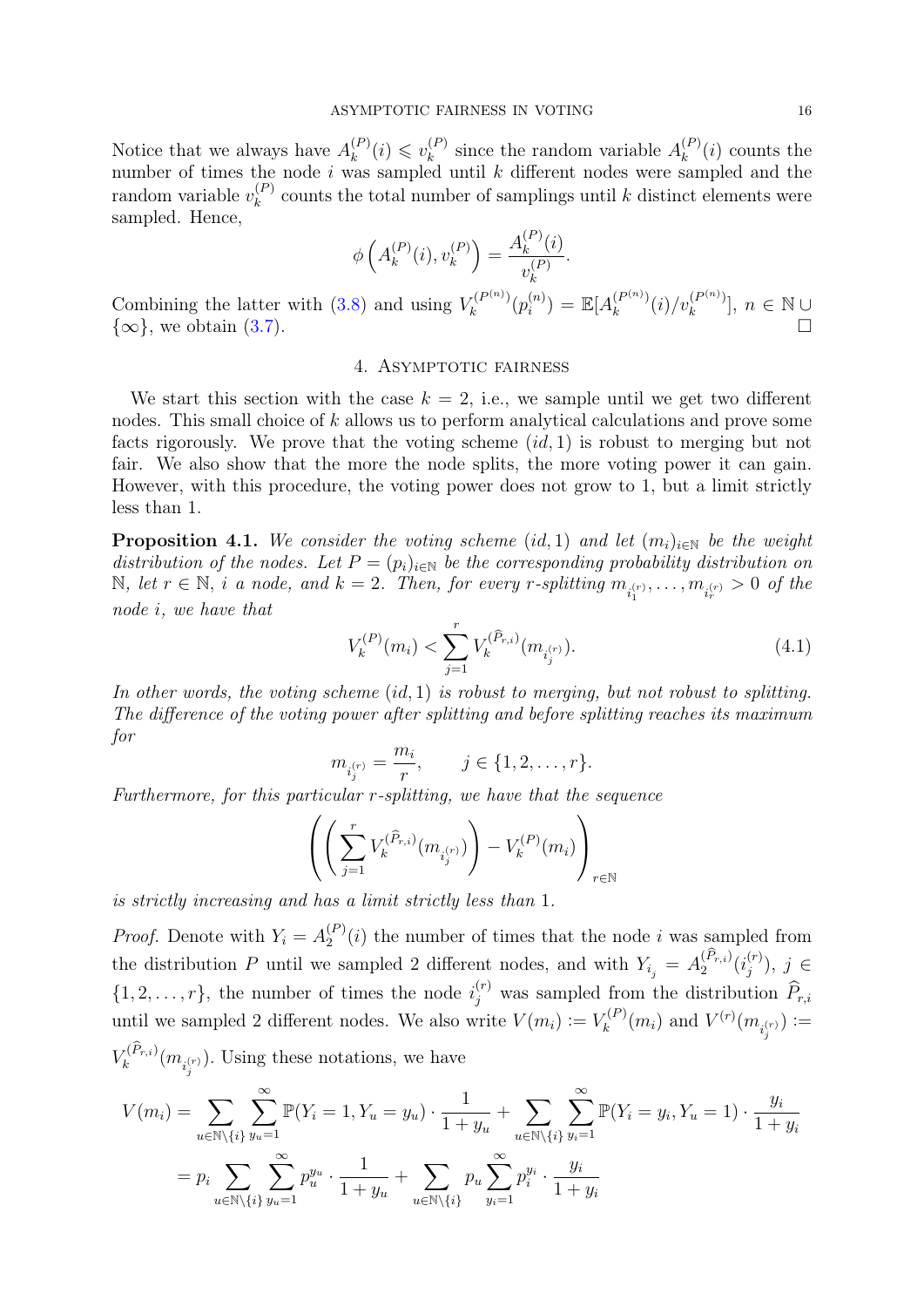Notice that we always have $A_k^{(P)}(i) \leqslant v_k^{(P)}$ since the random variable $A_k^{(P)}(i)$ counts the number of times the node $i$ was sampled until $k$ different nodes were sampled and the random variable $v_k^{(P)}$ counts the total number of samplings until $k$ distinct elements were sampled. Hence,

$$\phi\left(A_k^{(P)}(i), v_k^{(P)}\right) = \frac{A_k^{(P)}(i)}{v_k^{(P)}}.$$

Combining the latter with (3.8) and using $V_k^{(P^{(n)})}(p_i^{(n)}) = \mathbb{E}[A_k^{(P^{(n)})}(i)/v_k^{(P^{(n)})}]$, $n \in \mathbb{N} \cup \{\infty\}$, we obtain (3.7). $\square$

## 4. Asymptotic fairness

We start this section with the case $k = 2$, i.e., we sample until we get two different nodes. This small choice of $k$ allows us to perform analytical calculations and prove some facts rigorously. We prove that the voting scheme $(id, 1)$ is robust to merging but not fair. We also show that the more the node splits, the more voting power it can gain. However, with this procedure, the voting power does not grow to 1, but a limit strictly less than 1.

**Proposition 4.1.** *We consider the voting scheme $(id, 1)$ and let $(m_i)_{i\in\mathbb{N}}$ be the weight distribution of the nodes. Let $P = (p_i)_{i\in\mathbb{N}}$ be the corresponding probability distribution on $\mathbb{N}$, let $r \in \mathbb{N}$, $i$ a node, and $k = 2$. Then, for every $r$-splitting $m_{i_1^{(r)}}, \ldots, m_{i_r^{(r)}} > 0$ of the node $i$, we have that*

$$V_k^{(P)}(m_i) < \sum_{j=1}^{r} V_k^{(\widehat{P}_{r,i})}(m_{i_j^{(r)}}). \tag{4.1}$$

*In other words, the voting scheme $(id, 1)$ is robust to merging, but not robust to splitting. The difference of the voting power after splitting and before splitting reaches its maximum for*

$$m_{i_j^{(r)}} = \frac{m_i}{r}, \qquad j \in \{1, 2, \ldots, r\}.$$

*Furthermore, for this particular $r$-splitting, we have that the sequence*

$$\left( \left( \sum_{j=1}^{r} V_k^{(\widehat{P}_{r,i})}(m_{i_j^{(r)}}) \right) - V_k^{(P)}(m_i) \right)_{r\in\mathbb{N}}$$

*is strictly increasing and has a limit strictly less than 1.*

*Proof.* Denote with $Y_i = A_2^{(P)}(i)$ the number of times that the node $i$ was sampled from the distribution $P$ until we sampled 2 different nodes, and with $Y_{i_j} = A_2^{(\widehat{P}_{r,i})}(i_j^{(r)})$, $j \in \{1, 2, \ldots, r\}$, the number of times the node $i_j^{(r)}$ was sampled from the distribution $\widehat{P}_{r,i}$ until we sampled 2 different nodes. We also write $V(m_i) := V_k^{(P)}(m_i)$ and $V^{(r)}(m_{i_j^{(r)}}) := V_k^{(\widehat{P}_{r,i})}(m_{i_j^{(r)}})$. Using these notations, we have

$$\begin{aligned}
V(m_i) &= \sum_{u\in\mathbb{N}\setminus\{i\}} \sum_{y_u=1}^{\infty} \mathbb{P}(Y_i = 1, Y_u = y_u) \cdot \frac{1}{1+y_u} + \sum_{u\in\mathbb{N}\setminus\{i\}} \sum_{y_i=1}^{\infty} \mathbb{P}(Y_i = y_i, Y_u = 1) \cdot \frac{y_i}{1+y_i} \\
&= p_i \sum_{u\in\mathbb{N}\setminus\{i\}} \sum_{y_u=1}^{\infty} p_u^{y_u} \cdot \frac{1}{1+y_u} + \sum_{u\in\mathbb{N}\setminus\{i\}} p_u \sum_{y_i=1}^{\infty} p_i^{y_i} \cdot \frac{y_i}{1+y_i}
\end{aligned}$$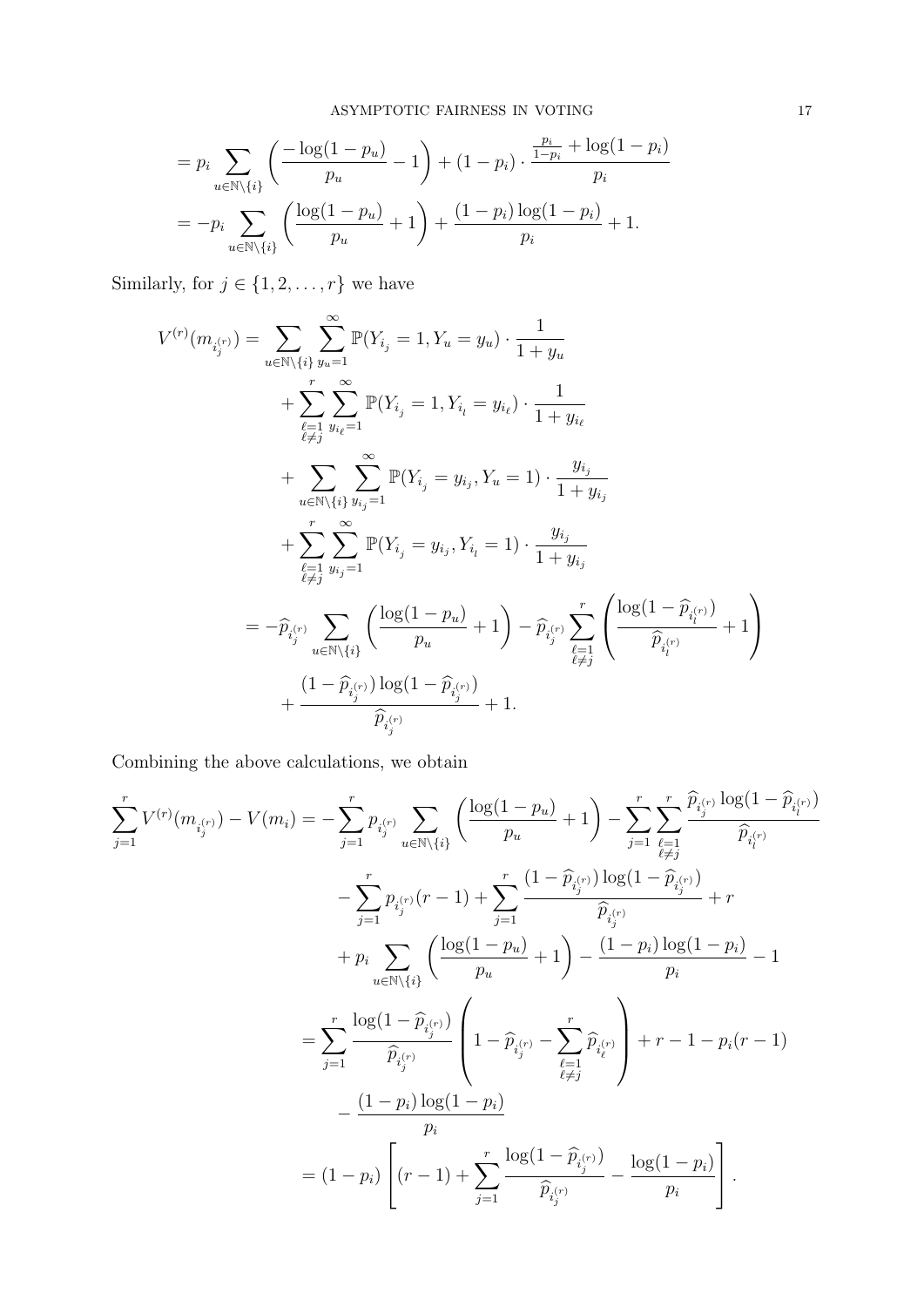$$= p_i \sum_{u \in \mathbb{N} \setminus \{i\}} \left( \frac{-\log(1-p_u)}{p_u} - 1 \right) + (1-p_i) \cdot \frac{\frac{p_i}{1-p_i} + \log(1-p_i)}{p_i}$$

$$= -p_i \sum_{u \in \mathbb{N} \setminus \{i\}} \left( \frac{\log(1-p_u)}{p_u} + 1 \right) + \frac{(1-p_i)\log(1-p_i)}{p_i} + 1.$$

Similarly, for $j \in \{1, 2, \ldots, r\}$ we have

$$\begin{aligned}
V^{(r)}(m_{i_j^{(r)}}) &= \sum_{u \in \mathbb{N} \setminus \{i\}} \sum_{y_u=1}^{\infty} \mathbb{P}(Y_{i_j} = 1, Y_u = y_u) \cdot \frac{1}{1+y_u} \\
&\quad + \sum_{\substack{\ell=1 \\ \ell \neq j}}^{r} \sum_{y_{i_\ell}=1}^{\infty} \mathbb{P}(Y_{i_j} = 1, Y_{i_l} = y_{i_\ell}) \cdot \frac{1}{1+y_{i_\ell}} \\
&\quad + \sum_{u \in \mathbb{N} \setminus \{i\}} \sum_{y_{i_j}=1}^{\infty} \mathbb{P}(Y_{i_j} = y_{i_j}, Y_u = 1) \cdot \frac{y_{i_j}}{1+y_{i_j}} \\
&\quad + \sum_{\substack{\ell=1 \\ \ell \neq j}}^{r} \sum_{y_{i_j}=1}^{\infty} \mathbb{P}(Y_{i_j} = y_{i_j}, Y_{i_l} = 1) \cdot \frac{y_{i_j}}{1+y_{i_j}} \\
&= -\widehat{p}_{i_j^{(r)}} \sum_{u \in \mathbb{N} \setminus \{i\}} \left( \frac{\log(1-p_u)}{p_u} + 1 \right) - \widehat{p}_{i_j^{(r)}} \sum_{\substack{\ell=1 \\ \ell \neq j}}^{r} \left( \frac{\log(1-\widehat{p}_{i_l^{(r)}})}{\widehat{p}_{i_l^{(r)}}} + 1 \right) \\
&\quad + \frac{(1-\widehat{p}_{i_j^{(r)}})\log(1-\widehat{p}_{i_j^{(r)}})}{\widehat{p}_{i_j^{(r)}}} + 1.
\end{aligned}$$

Combining the above calculations, we obtain

$$\begin{aligned}
\sum_{j=1}^{r} V^{(r)}(m_{i_j^{(r)}}) - V(m_i) &= -\sum_{j=1}^{r} p_{i_j^{(r)}} \sum_{u \in \mathbb{N} \setminus \{i\}} \left( \frac{\log(1-p_u)}{p_u} + 1 \right) - \sum_{j=1}^{r} \sum_{\substack{\ell=1 \\ \ell \neq j}}^{r} \frac{\widehat{p}_{i_j^{(r)}} \log(1-\widehat{p}_{i_l^{(r)}})}{\widehat{p}_{i_l^{(r)}}} \\
&\quad - \sum_{j=1}^{r} p_{i_j^{(r)}}(r-1) + \sum_{j=1}^{r} \frac{(1-\widehat{p}_{i_j^{(r)}})\log(1-\widehat{p}_{i_j^{(r)}})}{\widehat{p}_{i_j^{(r)}}} + r \\
&\quad + p_i \sum_{u \in \mathbb{N} \setminus \{i\}} \left( \frac{\log(1-p_u)}{p_u} + 1 \right) - \frac{(1-p_i)\log(1-p_i)}{p_i} - 1 \\
&= \sum_{j=1}^{r} \frac{\log(1-\widehat{p}_{i_j^{(r)}})}{\widehat{p}_{i_j^{(r)}}} \left( 1 - \widehat{p}_{i_j^{(r)}} - \sum_{\substack{\ell=1 \\ \ell \neq j}}^{r} \widehat{p}_{i_\ell^{(r)}} \right) + r - 1 - p_i(r-1) \\
&\quad - \frac{(1-p_i)\log(1-p_i)}{p_i} \\
&= (1-p_i) \left[ (r-1) + \sum_{j=1}^{r} \frac{\log(1-\widehat{p}_{i_j^{(r)}})}{\widehat{p}_{i_j^{(r)}}} - \frac{\log(1-p_i)}{p_i} \right].
\end{aligned}$$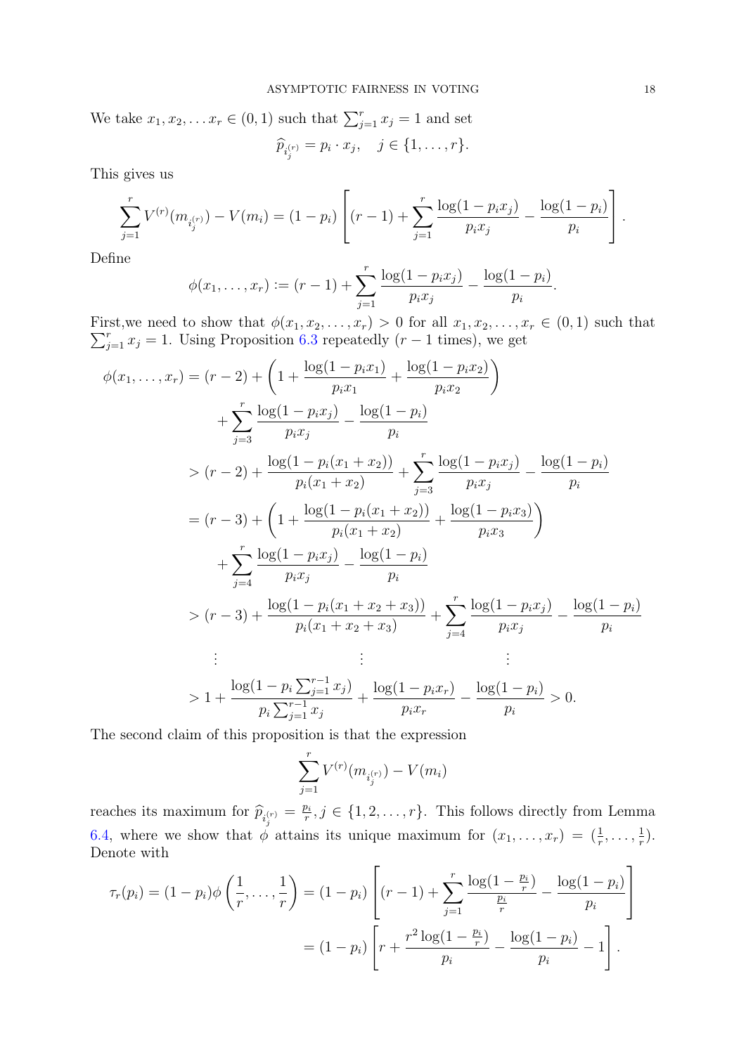We take $x_1, x_2, \dots x_r \in (0,1)$ such that $\sum_{j=1}^r x_j = 1$ and set

$$\widehat{p}_{i_j^{(r)}} = p_i \cdot x_j, \quad j \in \{1, \dots, r\}.$$

This gives us

$$\sum_{j=1}^r V^{(r)}(m_{i_j^{(r)}}) - V(m_i) = (1-p_i)\left[(r-1) + \sum_{j=1}^r \frac{\log(1-p_i x_j)}{p_i x_j} - \frac{\log(1-p_i)}{p_i}\right].$$

Define

$$\phi(x_1, \dots, x_r) := (r-1) + \sum_{j=1}^r \frac{\log(1-p_i x_j)}{p_i x_j} - \frac{\log(1-p_i)}{p_i}.$$

First,we need to show that $\phi(x_1, x_2, \dots, x_r) > 0$ for all $x_1, x_2, \dots, x_r \in (0,1)$ such that $\sum_{j=1}^r x_j = 1$. Using Proposition 6.3 repeatedly ($r-1$ times), we get

$$\begin{aligned}
\phi(x_1, \dots, x_r) &= (r-2) + \left(1 + \frac{\log(1-p_i x_1)}{p_i x_1} + \frac{\log(1-p_i x_2)}{p_i x_2}\right) \\
&\quad + \sum_{j=3}^r \frac{\log(1-p_i x_j)}{p_i x_j} - \frac{\log(1-p_i)}{p_i} \\
&> (r-2) + \frac{\log(1-p_i(x_1+x_2))}{p_i(x_1+x_2)} + \sum_{j=3}^r \frac{\log(1-p_i x_j)}{p_i x_j} - \frac{\log(1-p_i)}{p_i} \\
&= (r-3) + \left(1 + \frac{\log(1-p_i(x_1+x_2))}{p_i(x_1+x_2)} + \frac{\log(1-p_i x_3)}{p_i x_3}\right) \\
&\quad + \sum_{j=4}^r \frac{\log(1-p_i x_j)}{p_i x_j} - \frac{\log(1-p_i)}{p_i} \\
&> (r-3) + \frac{\log(1-p_i(x_1+x_2+x_3))}{p_i(x_1+x_2+x_3)} + \sum_{j=4}^r \frac{\log(1-p_i x_j)}{p_i x_j} - \frac{\log(1-p_i)}{p_i} \\
&\quad \vdots \qquad\qquad\qquad \vdots \qquad\qquad\qquad \vdots \\
&> 1 + \frac{\log(1-p_i \sum_{j=1}^{r-1} x_j)}{p_i \sum_{j=1}^{r-1} x_j} + \frac{\log(1-p_i x_r)}{p_i x_r} - \frac{\log(1-p_i)}{p_i} > 0.
\end{aligned}$$

The second claim of this proposition is that the expression

$$\sum_{j=1}^r V^{(r)}(m_{i_j^{(r)}}) - V(m_i)$$

reaches its maximum for $\widehat{p}_{i_j^{(r)}} = \frac{p_i}{r}, j \in \{1, 2, \dots, r\}$. This follows directly from Lemma 6.4, where we show that $\phi$ attains its unique maximum for $(x_1, \dots, x_r) = (\frac{1}{r}, \dots, \frac{1}{r})$. Denote with

$$\begin{aligned}
\tau_r(p_i) = (1-p_i)\phi\left(\frac{1}{r}, \dots, \frac{1}{r}\right) &= (1-p_i)\left[(r-1) + \sum_{j=1}^r \frac{\log(1-\frac{p_i}{r})}{\frac{p_i}{r}} - \frac{\log(1-p_i)}{p_i}\right] \\
&= (1-p_i)\left[r + \frac{r^2 \log(1-\frac{p_i}{r})}{p_i} - \frac{\log(1-p_i)}{p_i} - 1\right].
\end{aligned}$$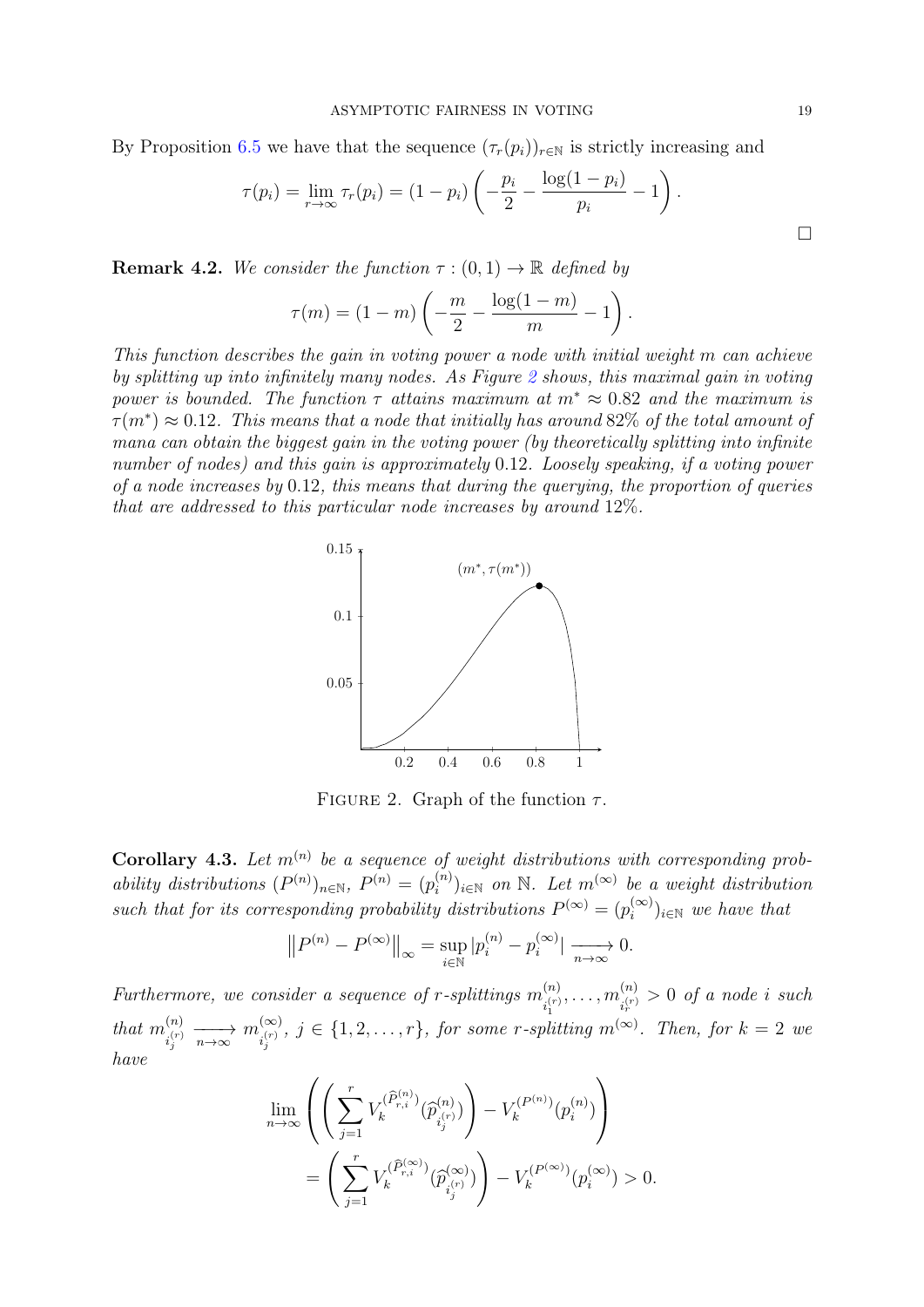By Proposition 6.5 we have that the sequence $(\tau_r(p_i))_{r\in\mathbb{N}}$ is strictly increasing and

$$\tau(p_i) = \lim_{r\to\infty} \tau_r(p_i) = (1-p_i)\left(-\frac{p_i}{2} - \frac{\log(1-p_i)}{p_i} - 1\right).$$

□

**Remark 4.2.** *We consider the function $\tau : (0,1) \to \mathbb{R}$ defined by*

$$\tau(m) = (1-m)\left(-\frac{m}{2} - \frac{\log(1-m)}{m} - 1\right).$$

*This function describes the gain in voting power a node with initial weight $m$ can achieve by splitting up into infinitely many nodes. As Figure 2 shows, this maximal gain in voting power is bounded. The function $\tau$ attains maximum at $m^* \approx 0.82$ and the maximum is $\tau(m^*) \approx 0.12$. This means that a node that initially has around 82% of the total amount of mana can obtain the biggest gain in the voting power (by theoretically splitting into infinite number of nodes) and this gain is approximately 0.12. Loosely speaking, if a voting power of a node increases by 0.12, this means that during the querying, the proportion of queries that are addressed to this particular node increases by around 12%.*

FIGURE 2. Graph of the function $\tau$.

**Corollary 4.3.** *Let $m^{(n)}$ be a sequence of weight distributions with corresponding probability distributions $(P^{(n)})_{n\in\mathbb{N}}$, $P^{(n)} = (p_i^{(n)})_{i\in\mathbb{N}}$ on $\mathbb{N}$. Let $m^{(\infty)}$ be a weight distribution such that for its corresponding probability distributions $P^{(\infty)} = (p_i^{(\infty)})_{i\in\mathbb{N}}$ we have that*

$$\left\|P^{(n)} - P^{(\infty)}\right\|_\infty = \sup_{i\in\mathbb{N}} |p_i^{(n)} - p_i^{(\infty)}| \xrightarrow[n\to\infty]{} 0.$$

*Furthermore, we consider a sequence of $r$-splittings $m^{(n)}_{i_1^{(r)}}, \ldots, m^{(n)}_{i_r^{(r)}} > 0$ of a node $i$ such that $m^{(n)}_{i_j^{(r)}} \xrightarrow[n\to\infty]{} m^{(\infty)}_{i_j^{(r)}}$, $j \in \{1,2,\ldots,r\}$, for some $r$-splitting $m^{(\infty)}$. Then, for $k=2$ we have*

$$\lim_{n\to\infty}\left(\left(\sum_{j=1}^{r} V_k^{(\widehat{P}^{(n)}_{r,i})}(\widehat{p}^{(n)}_{i_j^{(r)}})\right) - V_k^{(P^{(n)})}(p_i^{(n)})\right)$$
$$= \left(\sum_{j=1}^{r} V_k^{(\widehat{P}^{(\infty)}_{r,i})}(\widehat{p}^{(\infty)}_{i_j^{(r)}})\right) - V_k^{(P^{(\infty)})}(p_i^{(\infty)}) > 0.$$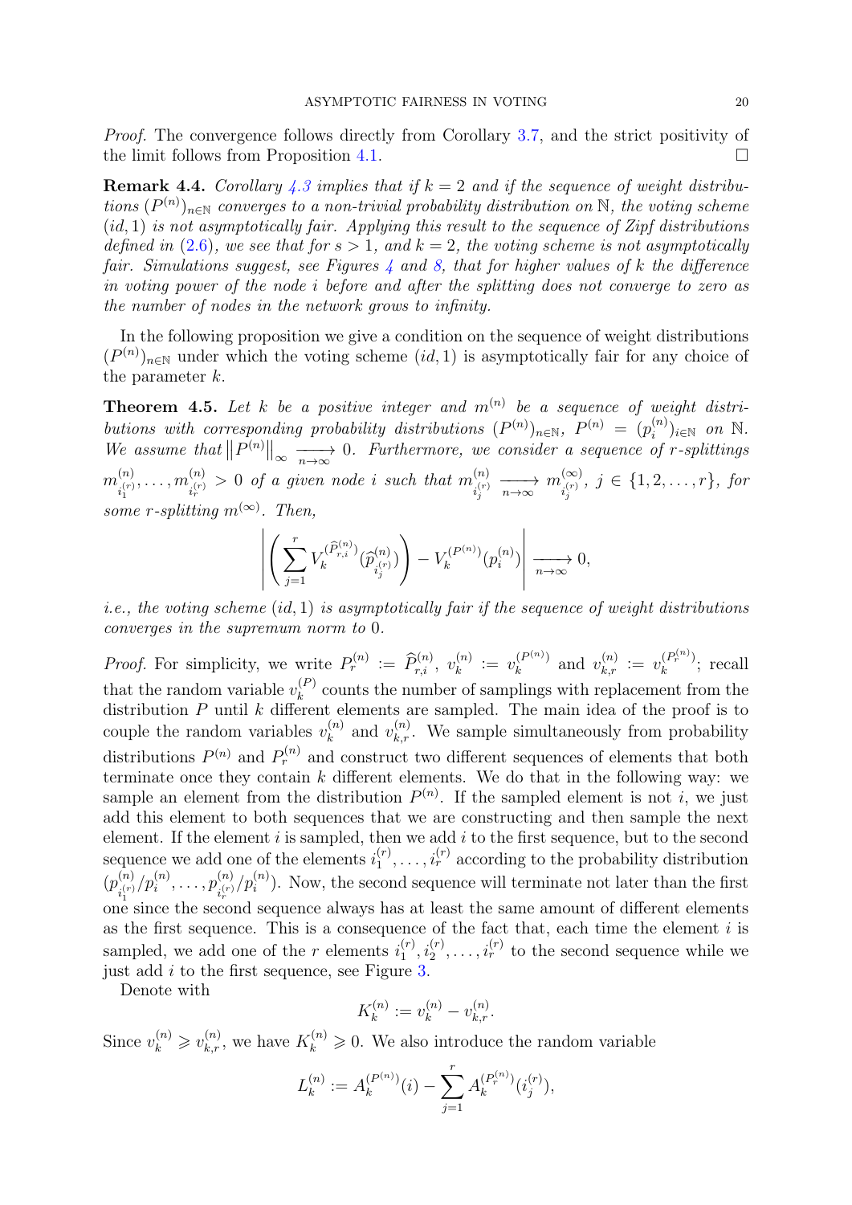*Proof.* The convergence follows directly from Corollary 3.7, and the strict positivity of the limit follows from Proposition 4.1. $\square$

**Remark 4.4.** *Corollary 4.3 implies that if $k = 2$ and if the sequence of weight distributions $(P^{(n)})_{n\in\mathbb{N}}$ converges to a non-trivial probability distribution on $\mathbb{N}$, the voting scheme $(id, 1)$ is not asymptotically fair. Applying this result to the sequence of Zipf distributions defined in (2.6), we see that for $s > 1$, and $k = 2$, the voting scheme is not asymptotically fair. Simulations suggest, see Figures 4 and 8, that for higher values of $k$ the difference in voting power of the node $i$ before and after the splitting does not converge to zero as the number of nodes in the network grows to infinity.*

In the following proposition we give a condition on the sequence of weight distributions $(P^{(n)})_{n\in\mathbb{N}}$ under which the voting scheme $(id, 1)$ is asymptotically fair for any choice of the parameter $k$.

**Theorem 4.5.** *Let $k$ be a positive integer and $m^{(n)}$ be a sequence of weight distributions with corresponding probability distributions $(P^{(n)})_{n\in\mathbb{N}}$, $P^{(n)} = (p_i^{(n)})_{i\in\mathbb{N}}$ on $\mathbb{N}$. We assume that $\left\|P^{(n)}\right\|_\infty \xrightarrow[n\to\infty]{} 0$. Furthermore, we consider a sequence of $r$-splittings $m^{(n)}_{i_1^{(r)}}, \ldots, m^{(n)}_{i_r^{(r)}} > 0$ of a given node $i$ such that $m^{(n)}_{i_j^{(r)}} \xrightarrow[n\to\infty]{} m^{(\infty)}_{i_j^{(r)}}$, $j \in \{1, 2, \ldots, r\}$, for some $r$-splitting $m^{(\infty)}$. Then,*

$$\left| \left( \sum_{j=1}^{r} V_k^{(\widehat{P}^{(n)}_{r,i})}(\widehat{p}^{(n)}_{i_j^{(r)}}) \right) - V_k^{(P^{(n)})}(p_i^{(n)}) \right| \xrightarrow[n\to\infty]{} 0,$$

*i.e., the voting scheme $(id, 1)$ is asymptotically fair if the sequence of weight distributions converges in the supremum norm to 0.*

*Proof.* For simplicity, we write $P_r^{(n)} := \widehat{P}^{(n)}_{r,i}$, $v_k^{(n)} := v_k^{(P^{(n)})}$ and $v_{k,r}^{(n)} := v_k^{(P_r^{(n)})}$; recall that the random variable $v_k^{(P)}$ counts the number of samplings with replacement from the distribution $P$ until $k$ different elements are sampled. The main idea of the proof is to couple the random variables $v_k^{(n)}$ and $v_{k,r}^{(n)}$. We sample simultaneously from probability distributions $P^{(n)}$ and $P_r^{(n)}$ and construct two different sequences of elements that both terminate once they contain $k$ different elements. We do that in the following way: we sample an element from the distribution $P^{(n)}$. If the sampled element is not $i$, we just add this element to both sequences that we are constructing and then sample the next element. If the element $i$ is sampled, then we add $i$ to the first sequence, but to the second sequence we add one of the elements $i_1^{(r)}, \ldots, i_r^{(r)}$ according to the probability distribution $(p^{(n)}_{i_1^{(r)}}/p_i^{(n)}, \ldots, p^{(n)}_{i_r^{(r)}}/p_i^{(n)})$. Now, the second sequence will terminate not later than the first one since the second sequence always has at least the same amount of different elements as the first sequence. This is a consequence of the fact that, each time the element $i$ is sampled, we add one of the $r$ elements $i_1^{(r)}, i_2^{(r)}, \ldots, i_r^{(r)}$ to the second sequence while we just add $i$ to the first sequence, see Figure 3.

Denote with

$$K_k^{(n)} := v_k^{(n)} - v_{k,r}^{(n)}.$$

Since $v_k^{(n)} \geqslant v_{k,r}^{(n)}$, we have $K_k^{(n)} \geqslant 0$. We also introduce the random variable

$$L_k^{(n)} := A_k^{(P^{(n)})}(i) - \sum_{j=1}^{r} A_k^{(P_r^{(n)})}(i_j^{(r)}),$$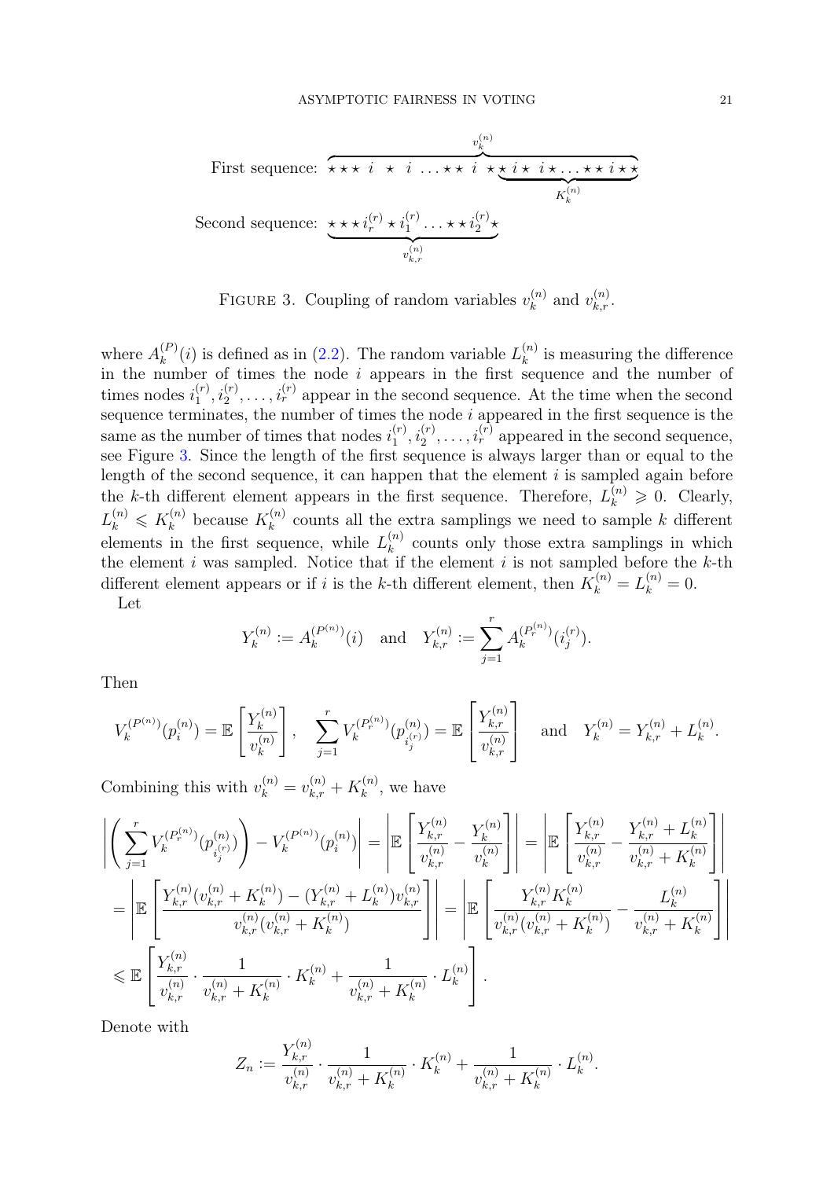$$\text{First sequence: } \overbrace{\star\star\star\ i\ \star\ i\ \ldots\star\star\ i\ \star\underbrace{\star\ i\star\ i\star\ldots\star\star\ i\star\star}_{K_k^{(n)}}}^{v_k^{(n)}}$$

$$\text{Second sequence: } \underbrace{\star\star\star\, i_r^{(r)}\star i_1^{(r)}\ldots\star\star\, i_2^{(r)}\star}_{v_{k,r}^{(n)}}$$

FIGURE 3. Coupling of random variables $v_k^{(n)}$ and $v_{k,r}^{(n)}$.

where $A_k^{(P)}(i)$ is defined as in (2.2). The random variable $L_k^{(n)}$ is measuring the difference in the number of times the node $i$ appears in the first sequence and the number of times nodes $i_1^{(r)}, i_2^{(r)}, \ldots, i_r^{(r)}$ appear in the second sequence. At the time when the second sequence terminates, the number of times the node $i$ appeared in the first sequence is the same as the number of times that nodes $i_1^{(r)}, i_2^{(r)}, \ldots, i_r^{(r)}$ appeared in the second sequence, see Figure 3. Since the length of the first sequence is always larger than or equal to the length of the second sequence, it can happen that the element $i$ is sampled again before the $k$-th different element appears in the first sequence. Therefore, $L_k^{(n)} \geqslant 0$. Clearly, $L_k^{(n)} \leqslant K_k^{(n)}$ because $K_k^{(n)}$ counts all the extra samplings we need to sample $k$ different elements in the first sequence, while $L_k^{(n)}$ counts only those extra samplings in which the element $i$ was sampled. Notice that if the element $i$ is not sampled before the $k$-th different element appears or if $i$ is the $k$-th different element, then $K_k^{(n)} = L_k^{(n)} = 0$.

Let

$$Y_k^{(n)} := A_k^{(P^{(n)})}(i) \quad \text{and} \quad Y_{k,r}^{(n)} := \sum_{j=1}^{r} A_k^{(P_r^{(n)})}(i_j^{(r)}).$$

Then

$$V_k^{(P^{(n)})}(p_i^{(n)}) = \mathbb{E}\left[\frac{Y_k^{(n)}}{v_k^{(n)}}\right], \quad \sum_{j=1}^{r} V_k^{(P_r^{(n)})}(p_{i_j^{(r)}}^{(n)}) = \mathbb{E}\left[\frac{Y_{k,r}^{(n)}}{v_{k,r}^{(n)}}\right] \quad \text{and} \quad Y_k^{(n)} = Y_{k,r}^{(n)} + L_k^{(n)}.$$

Combining this with $v_k^{(n)} = v_{k,r}^{(n)} + K_k^{(n)}$, we have

$$\begin{aligned}
&\left|\left(\sum_{j=1}^{r} V_k^{(P_r^{(n)})}(p_{i_j^{(r)}}^{(n)})\right) - V_k^{(P^{(n)})}(p_i^{(n)})\right| = \left|\mathbb{E}\left[\frac{Y_{k,r}^{(n)}}{v_{k,r}^{(n)}} - \frac{Y_k^{(n)}}{v_k^{(n)}}\right]\right| = \left|\mathbb{E}\left[\frac{Y_{k,r}^{(n)}}{v_{k,r}^{(n)}} - \frac{Y_{k,r}^{(n)} + L_k^{(n)}}{v_{k,r}^{(n)} + K_k^{(n)}}\right]\right| \\
&= \left|\mathbb{E}\left[\frac{Y_{k,r}^{(n)}(v_{k,r}^{(n)} + K_k^{(n)}) - (Y_{k,r}^{(n)} + L_k^{(n)})v_{k,r}^{(n)}}{v_{k,r}^{(n)}(v_{k,r}^{(n)} + K_k^{(n)})}\right]\right| = \left|\mathbb{E}\left[\frac{Y_{k,r}^{(n)} K_k^{(n)}}{v_{k,r}^{(n)}(v_{k,r}^{(n)} + K_k^{(n)})} - \frac{L_k^{(n)}}{v_{k,r}^{(n)} + K_k^{(n)}}\right]\right| \\
&\leqslant \mathbb{E}\left[\frac{Y_{k,r}^{(n)}}{v_{k,r}^{(n)}} \cdot \frac{1}{v_{k,r}^{(n)} + K_k^{(n)}} \cdot K_k^{(n)} + \frac{1}{v_{k,r}^{(n)} + K_k^{(n)}} \cdot L_k^{(n)}\right].
\end{aligned}$$

Denote with

$$Z_n := \frac{Y_{k,r}^{(n)}}{v_{k,r}^{(n)}} \cdot \frac{1}{v_{k,r}^{(n)} + K_k^{(n)}} \cdot K_k^{(n)} + \frac{1}{v_{k,r}^{(n)} + K_k^{(n)}} \cdot L_k^{(n)}.$$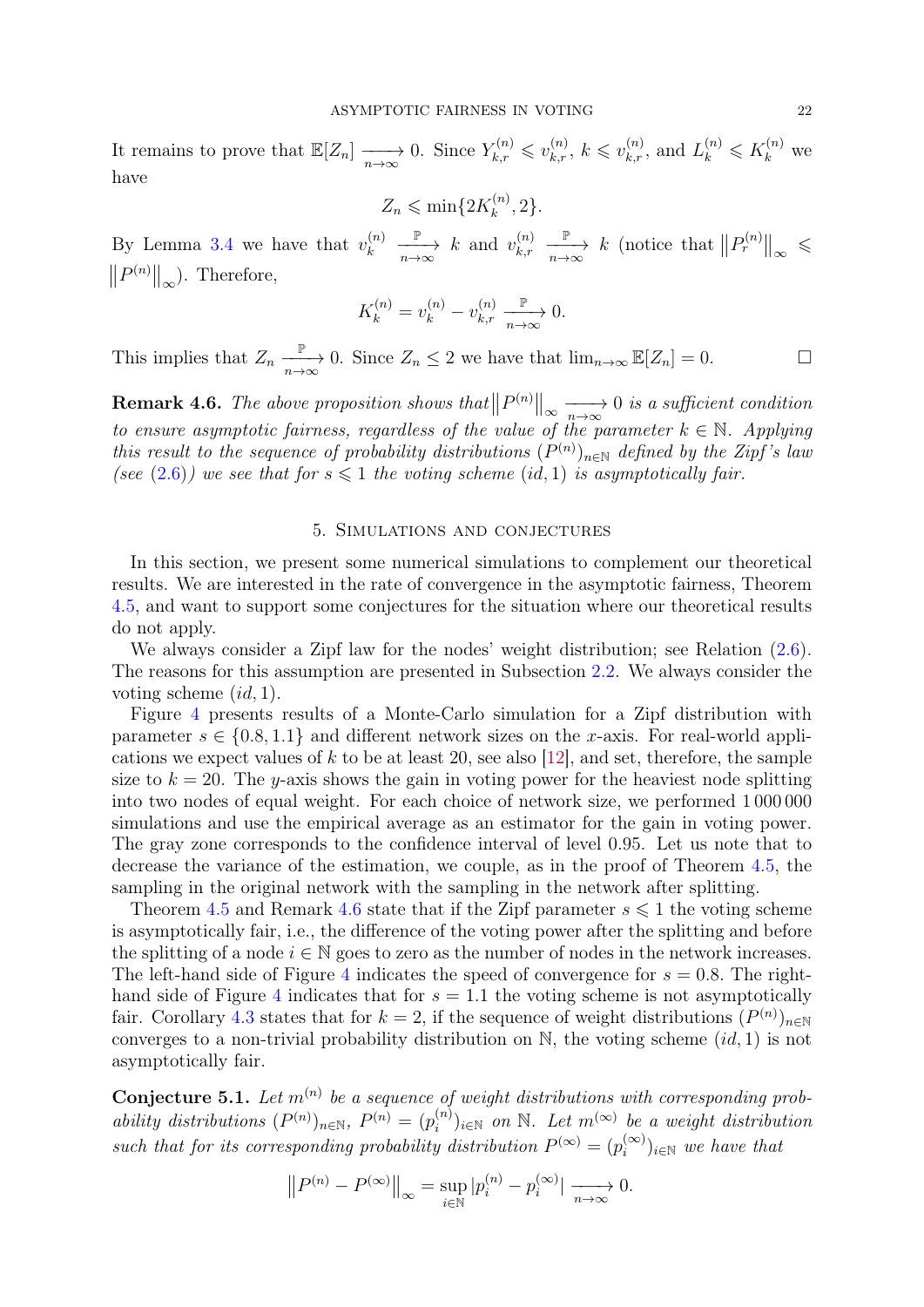It remains to prove that $\mathbb{E}[Z_n] \xrightarrow[n\to\infty]{} 0$. Since $Y_{k,r}^{(n)} \leqslant v_{k,r}^{(n)}$, $k \leqslant v_{k,r}^{(n)}$, and $L_k^{(n)} \leqslant K_k^{(n)}$ we have

$$Z_n \leqslant \min\{2K_k^{(n)}, 2\}.$$

By Lemma 3.4 we have that $v_k^{(n)} \xrightarrow[n\to\infty]{\mathbb{P}} k$ and $v_{k,r}^{(n)} \xrightarrow[n\to\infty]{\mathbb{P}} k$ (notice that $\|P_r^{(n)}\|_\infty \leqslant \|P^{(n)}\|_\infty$). Therefore,

$$K_k^{(n)} = v_k^{(n)} - v_{k,r}^{(n)} \xrightarrow[n\to\infty]{\mathbb{P}} 0.$$

This implies that $Z_n \xrightarrow[n\to\infty]{\mathbb{P}} 0$. Since $Z_n \leq 2$ we have that $\lim_{n\to\infty} \mathbb{E}[Z_n] = 0$. $\square$

**Remark 4.6.** *The above proposition shows that $\|P^{(n)}\|_\infty \xrightarrow[n\to\infty]{} 0$ is a sufficient condition to ensure asymptotic fairness, regardless of the value of the parameter $k \in \mathbb{N}$. Applying this result to the sequence of probability distributions $(P^{(n)})_{n\in\mathbb{N}}$ defined by the Zipf's law (see (2.6)) we see that for $s \leqslant 1$ the voting scheme $(id, 1)$ is asymptotically fair.*

## 5. Simulations and conjectures

In this section, we present some numerical simulations to complement our theoretical results. We are interested in the rate of convergence in the asymptotic fairness, Theorem 4.5, and want to support some conjectures for the situation where our theoretical results do not apply.

We always consider a Zipf law for the nodes' weight distribution; see Relation (2.6). The reasons for this assumption are presented in Subsection 2.2. We always consider the voting scheme $(id, 1)$.

Figure 4 presents results of a Monte-Carlo simulation for a Zipf distribution with parameter $s \in \{0.8, 1.1\}$ and different network sizes on the $x$-axis. For real-world applications we expect values of $k$ to be at least 20, see also [12], and set, therefore, the sample size to $k = 20$. The $y$-axis shows the gain in voting power for the heaviest node splitting into two nodes of equal weight. For each choice of network size, we performed 1 000 000 simulations and use the empirical average as an estimator for the gain in voting power. The gray zone corresponds to the confidence interval of level 0.95. Let us note that to decrease the variance of the estimation, we couple, as in the proof of Theorem 4.5, the sampling in the original network with the sampling in the network after splitting.

Theorem 4.5 and Remark 4.6 state that if the Zipf parameter $s \leqslant 1$ the voting scheme is asymptotically fair, i.e., the difference of the voting power after the splitting and before the splitting of a node $i \in \mathbb{N}$ goes to zero as the number of nodes in the network increases. The left-hand side of Figure 4 indicates the speed of convergence for $s = 0.8$. The right-hand side of Figure 4 indicates that for $s = 1.1$ the voting scheme is not asymptotically fair. Corollary 4.3 states that for $k = 2$, if the sequence of weight distributions $(P^{(n)})_{n\in\mathbb{N}}$ converges to a non-trivial probability distribution on $\mathbb{N}$, the voting scheme $(id, 1)$ is not asymptotically fair.

**Conjecture 5.1.** *Let $m^{(n)}$ be a sequence of weight distributions with corresponding probability distributions $(P^{(n)})_{n\in\mathbb{N}}$, $P^{(n)} = (p_i^{(n)})_{i\in\mathbb{N}}$ on $\mathbb{N}$. Let $m^{(\infty)}$ be a weight distribution such that for its corresponding probability distribution $P^{(\infty)} = (p_i^{(\infty)})_{i\in\mathbb{N}}$ we have that*

$$\|P^{(n)} - P^{(\infty)}\|_\infty = \sup_{i\in\mathbb{N}} |p_i^{(n)} - p_i^{(\infty)}| \xrightarrow[n\to\infty]{} 0.$$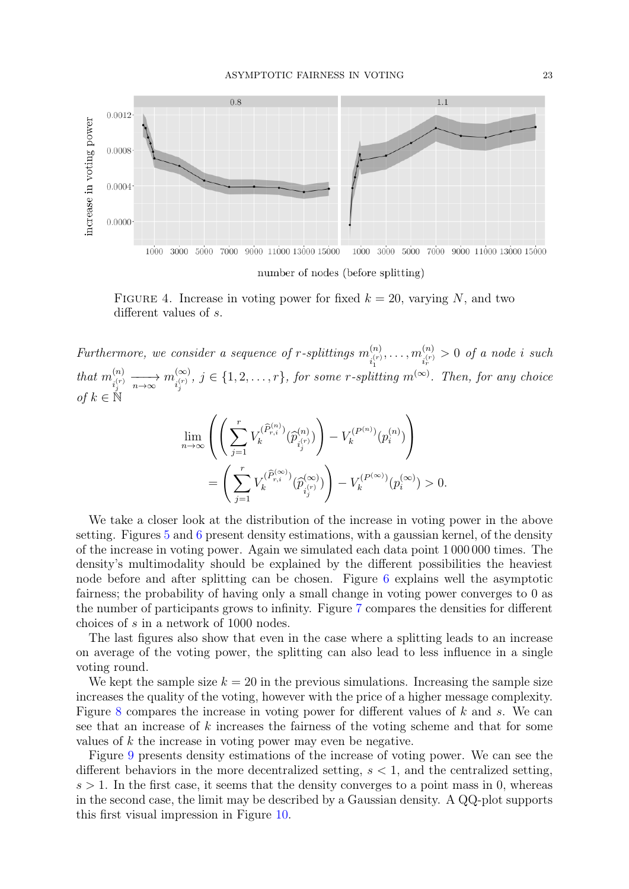FIGURE 4. Increase in voting power for fixed $k = 20$, varying $N$, and two different values of $s$.

*Furthermore, we consider a sequence of r-splittings* $m^{(n)}_{i_1^{(r)}}, \ldots, m^{(n)}_{i_r^{(r)}} > 0$ *of a node i such that* $m^{(n)}_{i_j^{(r)}} \xrightarrow[n\to\infty]{} m^{(\infty)}_{i_j^{(r)}}$, $j \in \{1, 2, \ldots, r\}$, *for some r-splitting* $m^{(\infty)}$. *Then, for any choice of* $k \in \mathbb{N}$

$$\lim_{n\to\infty} \left( \left( \sum_{j=1}^{r} V_k^{(\widehat{P}^{(n)}_{r,i})}(\widehat{p}^{(n)}_{i_j^{(r)}}) \right) - V_k^{(P^{(n)})}(p_i^{(n)}) \right) = \left( \sum_{j=1}^{r} V_k^{(\widehat{P}^{(\infty)}_{r,i})}(\widehat{p}^{(\infty)}_{i_j^{(r)}}) \right) - V_k^{(P^{(\infty)})}(p_i^{(\infty)}) > 0.$$

We take a closer look at the distribution of the increase in voting power in the above setting. Figures 5 and 6 present density estimations, with a gaussian kernel, of the density of the increase in voting power. Again we simulated each data point 1 000 000 times. The density's multimodality should be explained by the different possibilities the heaviest node before and after splitting can be chosen. Figure 6 explains well the asymptotic fairness; the probability of having only a small change in voting power converges to 0 as the number of participants grows to infinity. Figure 7 compares the densities for different choices of $s$ in a network of 1000 nodes.

The last figures also show that even in the case where a splitting leads to an increase on average of the voting power, the splitting can also lead to less influence in a single voting round.

We kept the sample size $k = 20$ in the previous simulations. Increasing the sample size increases the quality of the voting, however with the price of a higher message complexity. Figure 8 compares the increase in voting power for different values of $k$ and $s$. We can see that an increase of $k$ increases the fairness of the voting scheme and that for some values of $k$ the increase in voting power may even be negative.

Figure 9 presents density estimations of the increase of voting power. We can see the different behaviors in the more decentralized setting, $s < 1$, and the centralized setting, $s > 1$. In the first case, it seems that the density converges to a point mass in 0, whereas in the second case, the limit may be described by a Gaussian density. A QQ-plot supports this first visual impression in Figure 10.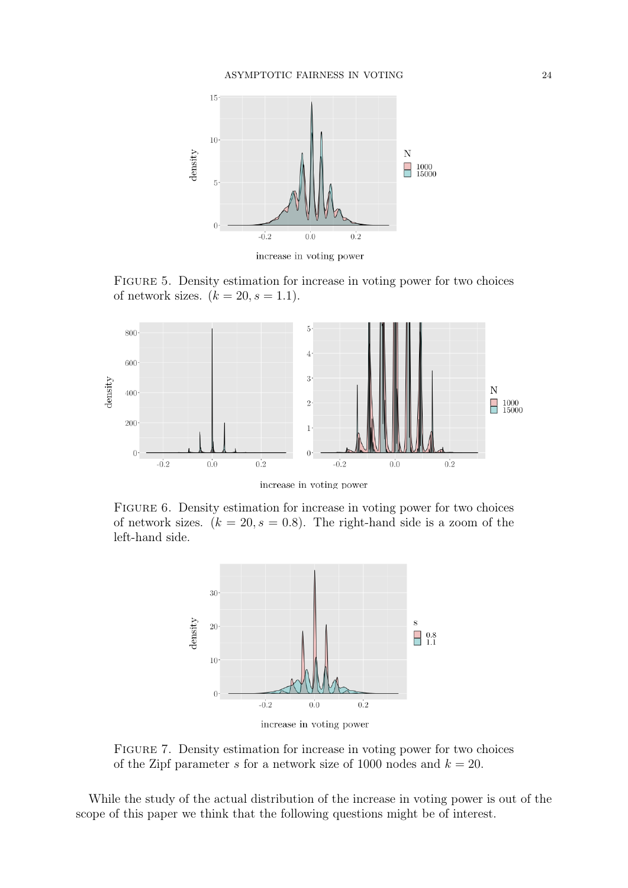FIGURE 5. Density estimation for increase in voting power for two choices of network sizes. ($k = 20, s = 1.1$).

FIGURE 6. Density estimation for increase in voting power for two choices of network sizes. ($k = 20, s = 0.8$). The right-hand side is a zoom of the left-hand side.

FIGURE 7. Density estimation for increase in voting power for two choices of the Zipf parameter $s$ for a network size of 1000 nodes and $k = 20$.

While the study of the actual distribution of the increase in voting power is out of the scope of this paper we think that the following questions might be of interest.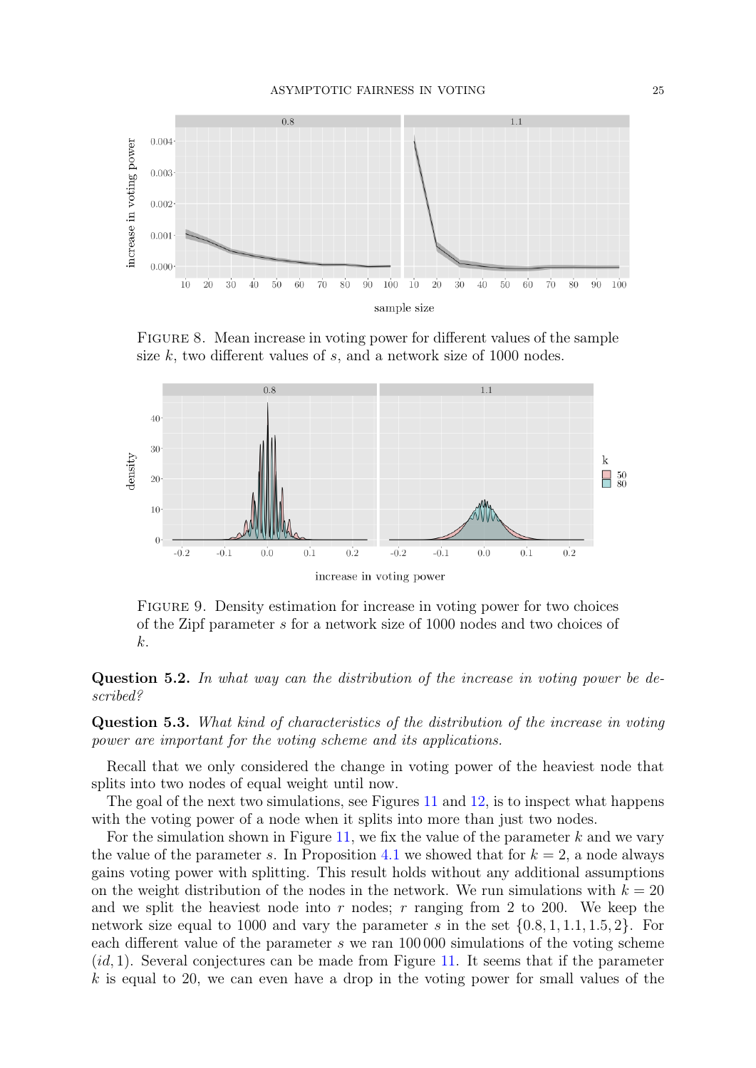FIGURE 8. Mean increase in voting power for different values of the sample size $k$, two different values of $s$, and a network size of 1000 nodes.

FIGURE 9. Density estimation for increase in voting power for two choices of the Zipf parameter $s$ for a network size of 1000 nodes and two choices of $k$.

**Question 5.2.** *In what way can the distribution of the increase in voting power be described?*

**Question 5.3.** *What kind of characteristics of the distribution of the increase in voting power are important for the voting scheme and its applications.*

Recall that we only considered the change in voting power of the heaviest node that splits into two nodes of equal weight until now.

The goal of the next two simulations, see Figures 11 and 12, is to inspect what happens with the voting power of a node when it splits into more than just two nodes.

For the simulation shown in Figure 11, we fix the value of the parameter $k$ and we vary the value of the parameter $s$. In Proposition 4.1 we showed that for $k = 2$, a node always gains voting power with splitting. This result holds without any additional assumptions on the weight distribution of the nodes in the network. We run simulations with $k = 20$ and we split the heaviest node into $r$ nodes; $r$ ranging from 2 to 200. We keep the network size equal to 1000 and vary the parameter $s$ in the set $\{0.8, 1, 1.1, 1.5, 2\}$. For each different value of the parameter $s$ we ran 100 000 simulations of the voting scheme $(id, 1)$. Several conjectures can be made from Figure 11. It seems that if the parameter $k$ is equal to 20, we can even have a drop in the voting power for small values of the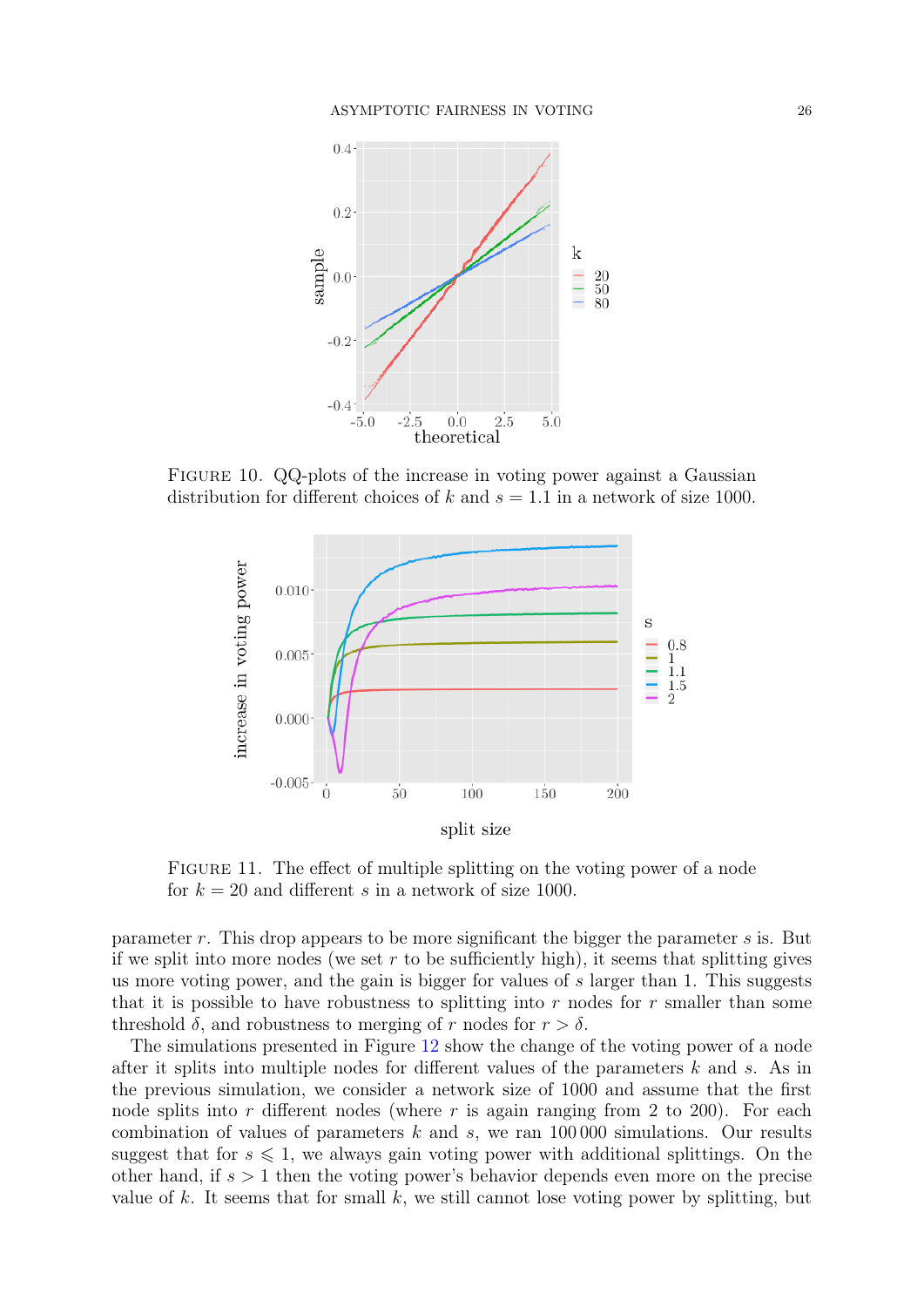FIGURE 10. QQ-plots of the increase in voting power against a Gaussian distribution for different choices of $k$ and $s = 1.1$ in a network of size 1000.

FIGURE 11. The effect of multiple splitting on the voting power of a node for $k = 20$ and different $s$ in a network of size 1000.

parameter $r$. This drop appears to be more significant the bigger the parameter $s$ is. But if we split into more nodes (we set $r$ to be sufficiently high), it seems that splitting gives us more voting power, and the gain is bigger for values of $s$ larger than 1. This suggests that it is possible to have robustness to splitting into $r$ nodes for $r$ smaller than some threshold $\delta$, and robustness to merging of $r$ nodes for $r > \delta$.

The simulations presented in Figure 12 show the change of the voting power of a node after it splits into multiple nodes for different values of the parameters $k$ and $s$. As in the previous simulation, we consider a network size of 1000 and assume that the first node splits into $r$ different nodes (where $r$ is again ranging from 2 to 200). For each combination of values of parameters $k$ and $s$, we ran 100 000 simulations. Our results suggest that for $s \leqslant 1$, we always gain voting power with additional splittings. On the other hand, if $s > 1$ then the voting power's behavior depends even more on the precise value of $k$. It seems that for small $k$, we still cannot lose voting power by splitting, but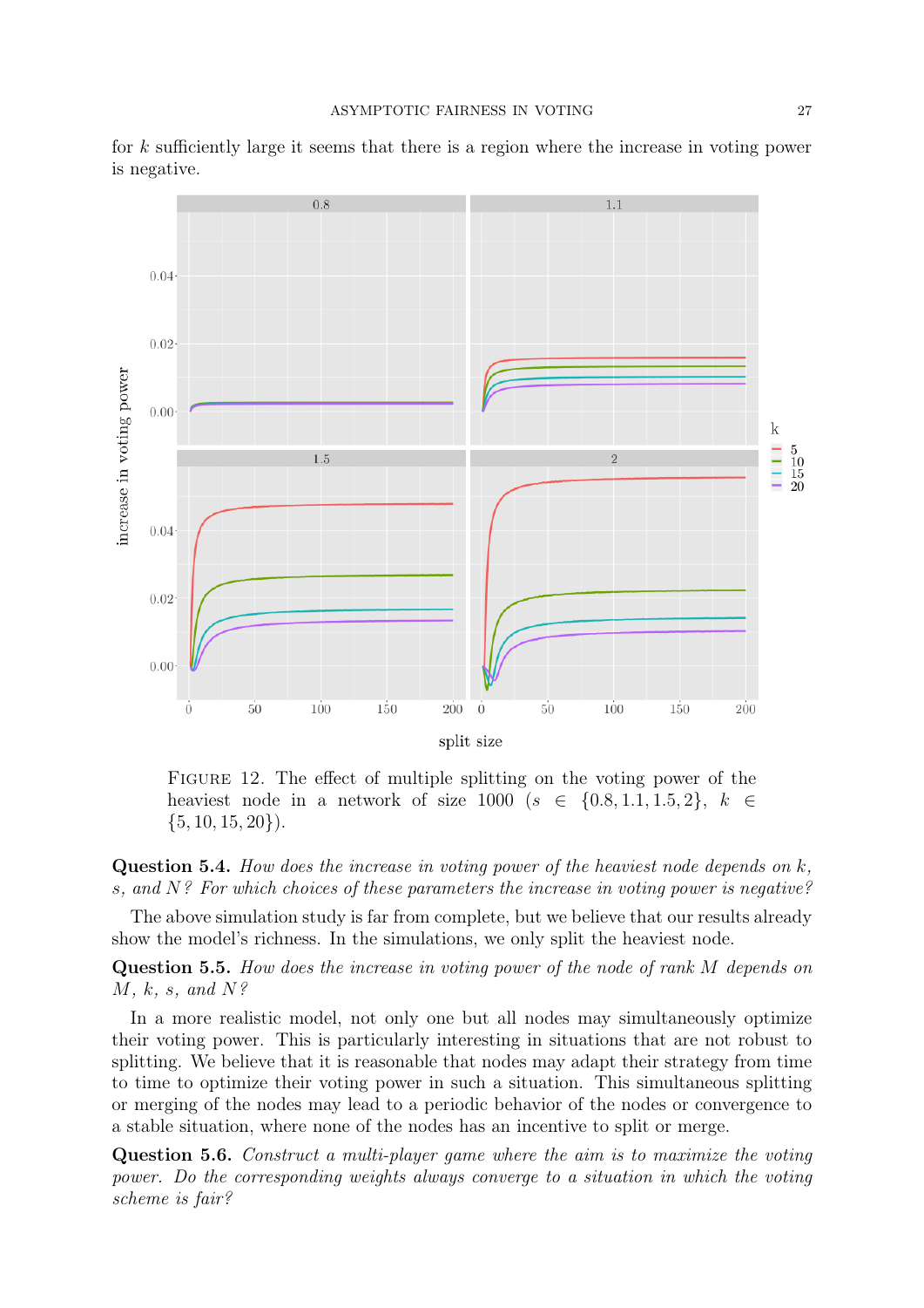for $k$ sufficiently large it seems that there is a region where the increase in voting power is negative.

FIGURE 12. The effect of multiple splitting on the voting power of the heaviest node in a network of size 1000 ($s \in \{0.8, 1.1, 1.5, 2\}$, $k \in \{5, 10, 15, 20\}$).

**Question 5.4.** *How does the increase in voting power of the heaviest node depends on $k$, $s$, and $N$? For which choices of these parameters the increase in voting power is negative?*

The above simulation study is far from complete, but we believe that our results already show the model's richness. In the simulations, we only split the heaviest node.

**Question 5.5.** *How does the increase in voting power of the node of rank $M$ depends on $M$, $k$, $s$, and $N$?*

In a more realistic model, not only one but all nodes may simultaneously optimize their voting power. This is particularly interesting in situations that are not robust to splitting. We believe that it is reasonable that nodes may adapt their strategy from time to time to optimize their voting power in such a situation. This simultaneous splitting or merging of the nodes may lead to a periodic behavior of the nodes or convergence to a stable situation, where none of the nodes has an incentive to split or merge.

**Question 5.6.** *Construct a multi-player game where the aim is to maximize the voting power. Do the corresponding weights always converge to a situation in which the voting scheme is fair?*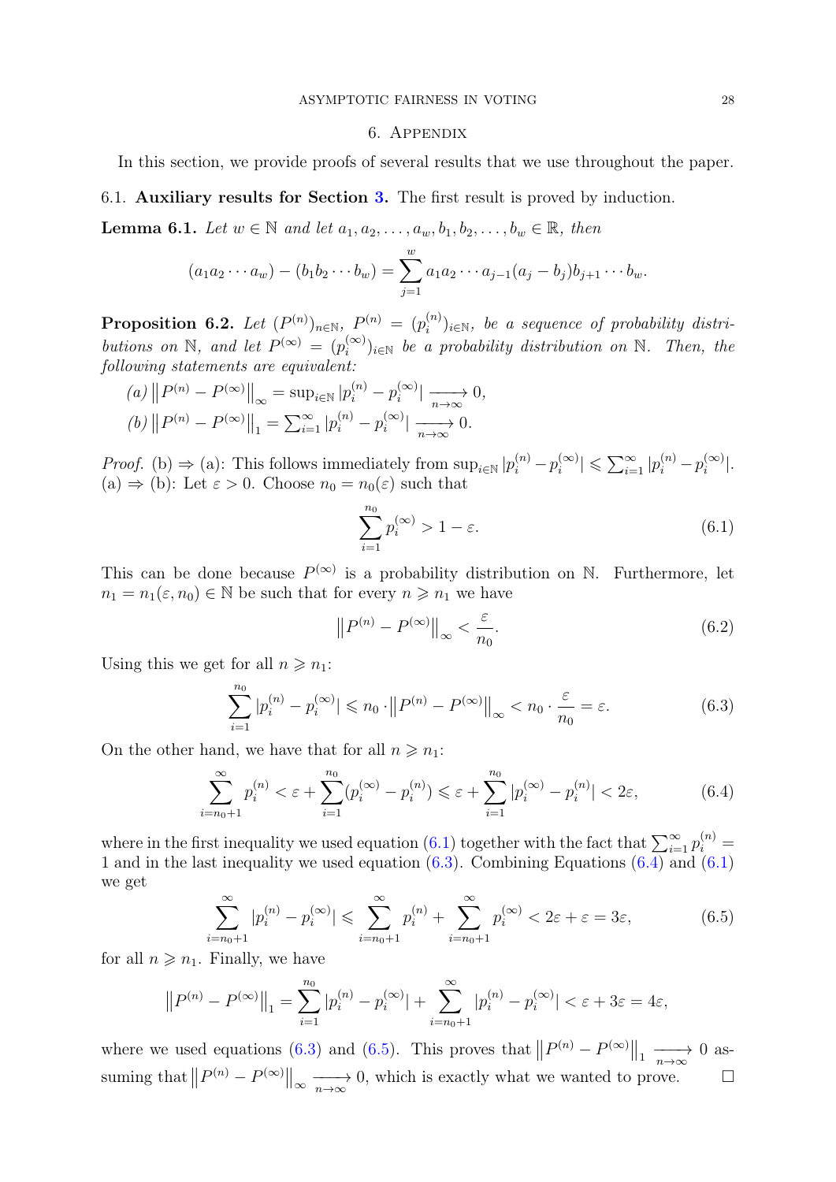## 6. Appendix

In this section, we provide proofs of several results that we use throughout the paper.

### 6.1. Auxiliary results for Section 3.

The first result is proved by induction.

**Lemma 6.1.** *Let $w \in \mathbb{N}$ and let $a_1, a_2, \ldots, a_w, b_1, b_2, \ldots, b_w \in \mathbb{R}$, then*

$$(a_1 a_2 \cdots a_w) - (b_1 b_2 \cdots b_w) = \sum_{j=1}^{w} a_1 a_2 \cdots a_{j-1}(a_j - b_j) b_{j+1} \cdots b_w.$$

**Proposition 6.2.** *Let $(P^{(n)})_{n \in \mathbb{N}}$, $P^{(n)} = (p_i^{(n)})_{i \in \mathbb{N}}$, be a sequence of probability distributions on $\mathbb{N}$, and let $P^{(\infty)} = (p_i^{(\infty)})_{i \in \mathbb{N}}$ be a probability distribution on $\mathbb{N}$. Then, the following statements are equivalent:*

*(a)* $\left\| P^{(n)} - P^{(\infty)} \right\|_\infty = \sup_{i \in \mathbb{N}} |p_i^{(n)} - p_i^{(\infty)}| \xrightarrow[n \to \infty]{} 0$,

*(b)* $\left\| P^{(n)} - P^{(\infty)} \right\|_1 = \sum_{i=1}^{\infty} |p_i^{(n)} - p_i^{(\infty)}| \xrightarrow[n \to \infty]{} 0$.

*Proof.* (b) $\Rightarrow$ (a): This follows immediately from $\sup_{i \in \mathbb{N}} |p_i^{(n)} - p_i^{(\infty)}| \leqslant \sum_{i=1}^{\infty} |p_i^{(n)} - p_i^{(\infty)}|$.
(a) $\Rightarrow$ (b): Let $\varepsilon > 0$. Choose $n_0 = n_0(\varepsilon)$ such that

$$\sum_{i=1}^{n_0} p_i^{(\infty)} > 1 - \varepsilon. \tag{6.1}$$

This can be done because $P^{(\infty)}$ is a probability distribution on $\mathbb{N}$. Furthermore, let $n_1 = n_1(\varepsilon, n_0) \in \mathbb{N}$ be such that for every $n \geqslant n_1$ we have

$$\left\| P^{(n)} - P^{(\infty)} \right\|_\infty < \frac{\varepsilon}{n_0}. \tag{6.2}$$

Using this we get for all $n \geqslant n_1$:

$$\sum_{i=1}^{n_0} |p_i^{(n)} - p_i^{(\infty)}| \leqslant n_0 \cdot \left\| P^{(n)} - P^{(\infty)} \right\|_\infty < n_0 \cdot \frac{\varepsilon}{n_0} = \varepsilon. \tag{6.3}$$

On the other hand, we have that for all $n \geqslant n_1$:

$$\sum_{i=n_0+1}^{\infty} p_i^{(n)} < \varepsilon + \sum_{i=1}^{n_0} (p_i^{(\infty)} - p_i^{(n)}) \leqslant \varepsilon + \sum_{i=1}^{n_0} |p_i^{(\infty)} - p_i^{(n)}| < 2\varepsilon, \tag{6.4}$$

where in the first inequality we used equation (6.1) together with the fact that $\sum_{i=1}^{\infty} p_i^{(n)} = 1$ and in the last inequality we used equation (6.3). Combining Equations (6.4) and (6.1) we get

$$\sum_{i=n_0+1}^{\infty} |p_i^{(n)} - p_i^{(\infty)}| \leqslant \sum_{i=n_0+1}^{\infty} p_i^{(n)} + \sum_{i=n_0+1}^{\infty} p_i^{(\infty)} < 2\varepsilon + \varepsilon = 3\varepsilon, \tag{6.5}$$

for all $n \geqslant n_1$. Finally, we have

$$\left\| P^{(n)} - P^{(\infty)} \right\|_1 = \sum_{i=1}^{n_0} |p_i^{(n)} - p_i^{(\infty)}| + \sum_{i=n_0+1}^{\infty} |p_i^{(n)} - p_i^{(\infty)}| < \varepsilon + 3\varepsilon = 4\varepsilon,$$

where we used equations (6.3) and (6.5). This proves that $\left\| P^{(n)} - P^{(\infty)} \right\|_1 \xrightarrow[n \to \infty]{} 0$ assuming that $\left\| P^{(n)} - P^{(\infty)} \right\|_\infty \xrightarrow[n \to \infty]{} 0$, which is exactly what we wanted to prove. $\square$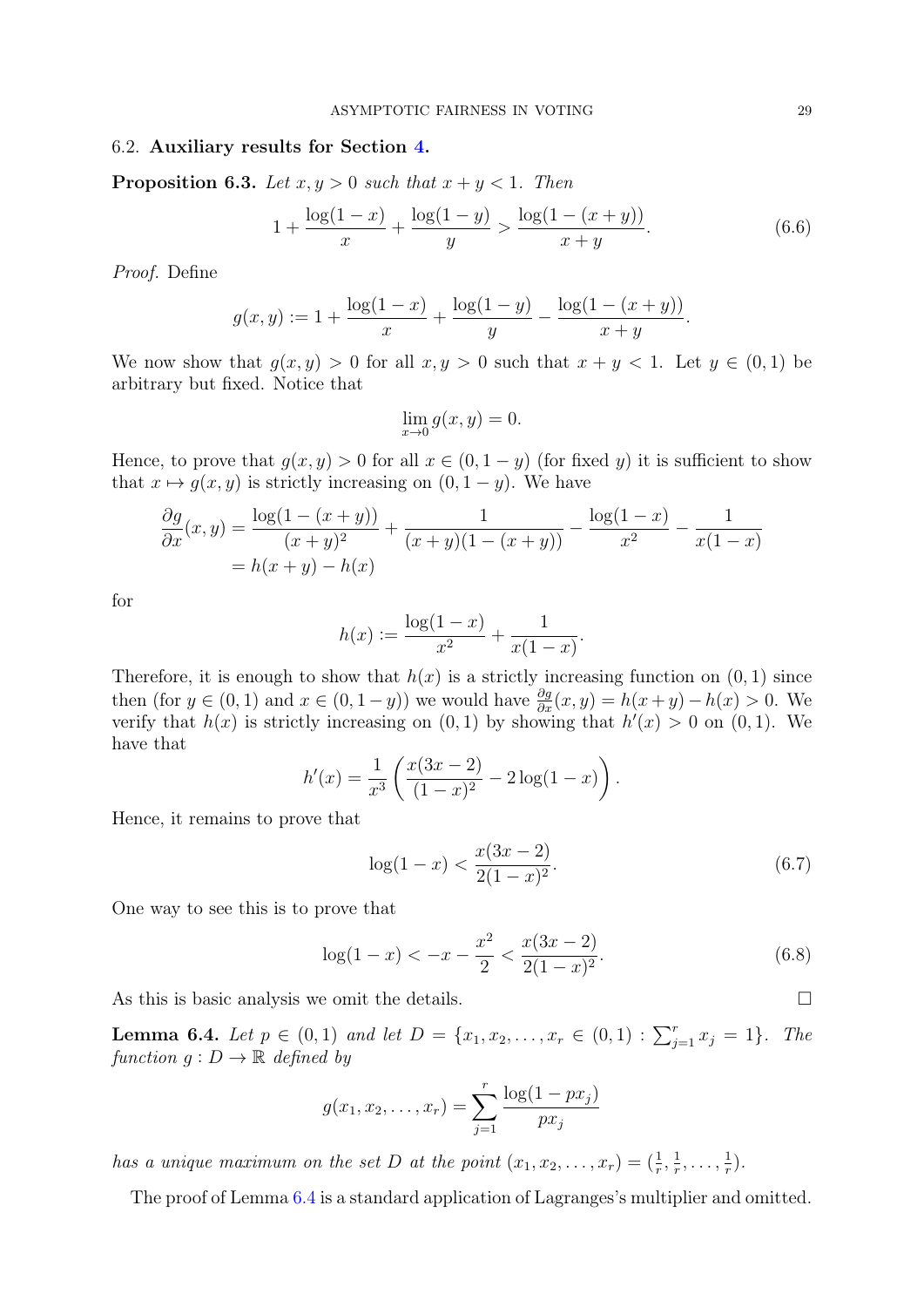### 6.2. **Auxiliary results for Section 4.**

**Proposition 6.3.** *Let $x, y > 0$ such that $x + y < 1$. Then*

$$1 + \frac{\log(1-x)}{x} + \frac{\log(1-y)}{y} > \frac{\log(1-(x+y))}{x+y}. \tag{6.6}$$

*Proof.* Define

$$g(x,y) := 1 + \frac{\log(1-x)}{x} + \frac{\log(1-y)}{y} - \frac{\log(1-(x+y))}{x+y}.$$

We now show that $g(x,y) > 0$ for all $x, y > 0$ such that $x + y < 1$. Let $y \in (0,1)$ be arbitrary but fixed. Notice that

$$\lim_{x \to 0} g(x,y) = 0.$$

Hence, to prove that $g(x,y) > 0$ for all $x \in (0, 1-y)$ (for fixed $y$) it is sufficient to show that $x \mapsto g(x,y)$ is strictly increasing on $(0, 1-y)$. We have

$$\begin{aligned}\frac{\partial g}{\partial x}(x,y) &= \frac{\log(1-(x+y))}{(x+y)^2} + \frac{1}{(x+y)(1-(x+y))} - \frac{\log(1-x)}{x^2} - \frac{1}{x(1-x)} \\ &= h(x+y) - h(x)\end{aligned}$$

for

$$h(x) := \frac{\log(1-x)}{x^2} + \frac{1}{x(1-x)}.$$

Therefore, it is enough to show that $h(x)$ is a strictly increasing function on $(0,1)$ since then (for $y \in (0,1)$ and $x \in (0, 1-y)$) we would have $\frac{\partial g}{\partial x}(x,y) = h(x+y) - h(x) > 0$. We verify that $h(x)$ is strictly increasing on $(0,1)$ by showing that $h'(x) > 0$ on $(0,1)$. We have that

$$h'(x) = \frac{1}{x^3}\left(\frac{x(3x-2)}{(1-x)^2} - 2\log(1-x)\right).$$

Hence, it remains to prove that

$$\log(1-x) < \frac{x(3x-2)}{2(1-x)^2}. \tag{6.7}$$

One way to see this is to prove that

$$\log(1-x) < -x - \frac{x^2}{2} < \frac{x(3x-2)}{2(1-x)^2}. \tag{6.8}$$

As this is basic analysis we omit the details. □

**Lemma 6.4.** *Let $p \in (0,1)$ and let $D = \{x_1, x_2, \ldots, x_r \in (0,1) : \sum_{j=1}^r x_j = 1\}$. The function $g : D \to \mathbb{R}$ defined by*

$$g(x_1, x_2, \ldots, x_r) = \sum_{j=1}^r \frac{\log(1 - px_j)}{px_j}$$

*has a unique maximum on the set $D$ at the point $(x_1, x_2, \ldots, x_r) = (\frac{1}{r}, \frac{1}{r}, \ldots, \frac{1}{r})$.*

The proof of Lemma 6.4 is a standard application of Lagranges's multiplier and omitted.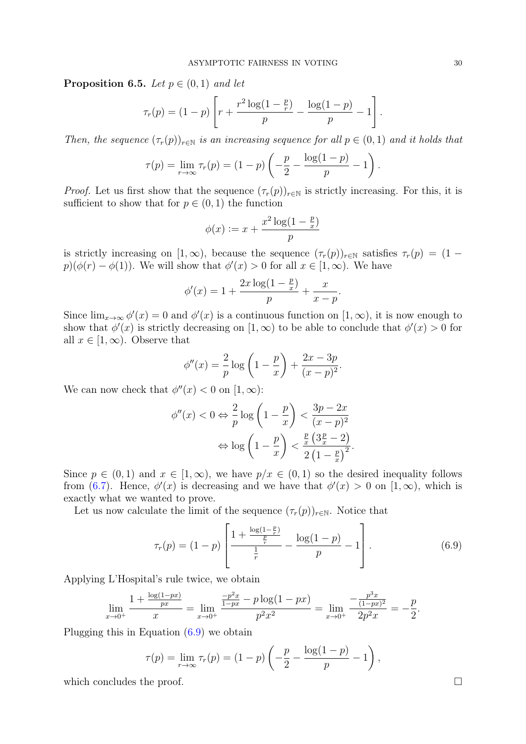**Proposition 6.5.** *Let $p \in (0,1)$ and let*

$$\tau_r(p) = (1-p)\left[ r + \frac{r^2 \log(1-\frac{p}{r})}{p} - \frac{\log(1-p)}{p} - 1 \right].$$

*Then, the sequence $(\tau_r(p))_{r\in\mathbb{N}}$ is an increasing sequence for all $p \in (0,1)$ and it holds that*

$$\tau(p) = \lim_{r\to\infty} \tau_r(p) = (1-p)\left( -\frac{p}{2} - \frac{\log(1-p)}{p} - 1 \right).$$

*Proof.* Let us first show that the sequence $(\tau_r(p))_{r\in\mathbb{N}}$ is strictly increasing. For this, it is sufficient to show that for $p \in (0,1)$ the function

$$\phi(x) := x + \frac{x^2 \log(1-\frac{p}{x})}{p}$$

is strictly increasing on $[1,\infty)$, because the sequence $(\tau_r(p))_{r\in\mathbb{N}}$ satisfies $\tau_r(p) = (1-p)(\phi(r) - \phi(1))$. We will show that $\phi'(x) > 0$ for all $x \in [1,\infty)$. We have

$$\phi'(x) = 1 + \frac{2x\log(1-\frac{p}{x})}{p} + \frac{x}{x-p}.$$

Since $\lim_{x\to\infty} \phi'(x) = 0$ and $\phi'(x)$ is a continuous function on $[1,\infty)$, it is now enough to show that $\phi'(x)$ is strictly decreasing on $[1,\infty)$ to be able to conclude that $\phi'(x) > 0$ for all $x \in [1,\infty)$. Observe that

$$\phi''(x) = \frac{2}{p}\log\left(1-\frac{p}{x}\right) + \frac{2x-3p}{(x-p)^2}.$$

We can now check that $\phi''(x) < 0$ on $[1,\infty)$:

$$\begin{aligned}
\phi''(x) < 0 &\Leftrightarrow \frac{2}{p}\log\left(1-\frac{p}{x}\right) < \frac{3p-2x}{(x-p)^2} \\
&\Leftrightarrow \log\left(1-\frac{p}{x}\right) < \frac{\frac{p}{x}\left(3\frac{p}{x}-2\right)}{2\left(1-\frac{p}{x}\right)^2}.
\end{aligned}$$

Since $p \in (0,1)$ and $x \in [1,\infty)$, we have $p/x \in (0,1)$ so the desired inequality follows from (6.7). Hence, $\phi'(x)$ is decreasing and we have that $\phi'(x) > 0$ on $[1,\infty)$, which is exactly what we wanted to prove.

Let us now calculate the limit of the sequence $(\tau_r(p))_{r\in\mathbb{N}}$. Notice that

$$\tau_r(p) = (1-p)\left[ \frac{1 + \frac{\log(1-\frac{p}{r})}{\frac{p}{r}}}{\frac{1}{r}} - \frac{\log(1-p)}{p} - 1 \right]. \tag{6.9}$$

Applying L'Hospital's rule twice, we obtain

$$\lim_{x\to 0^+} \frac{1 + \frac{\log(1-px)}{px}}{x} = \lim_{x\to 0^+} \frac{\frac{-p^2x}{1-px} - p\log(1-px)}{p^2x^2} = \lim_{x\to 0^+} \frac{-\frac{p^3x}{(1-px)^2}}{2p^2x} = -\frac{p}{2}.$$

Plugging this in Equation (6.9) we obtain

$$\tau(p) = \lim_{r\to\infty} \tau_r(p) = (1-p)\left( -\frac{p}{2} - \frac{\log(1-p)}{p} - 1 \right),$$

which concludes the proof. $\square$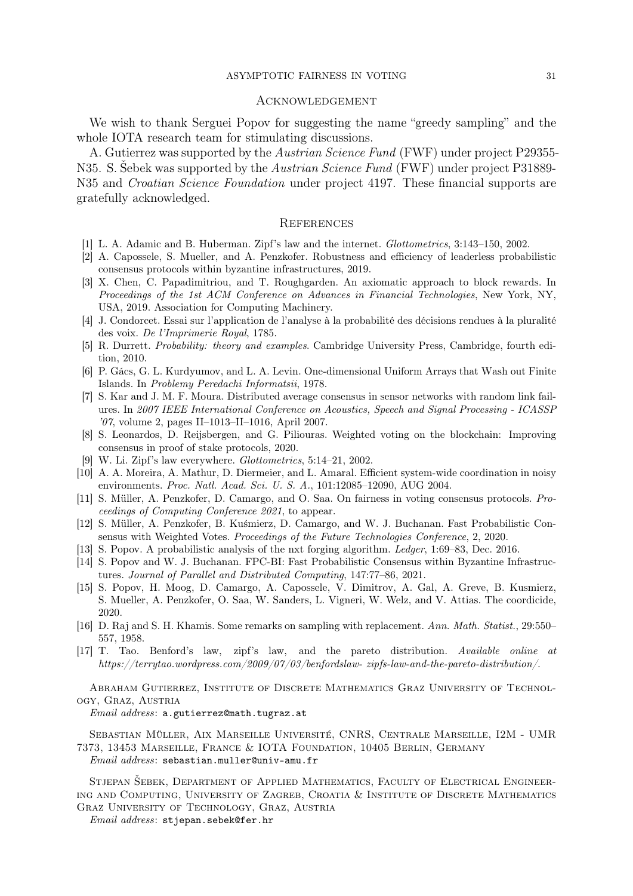## Acknowledgement

We wish to thank Serguei Popov for suggesting the name "greedy sampling" and the whole IOTA research team for stimulating discussions.

A. Gutierrez was supported by the *Austrian Science Fund* (FWF) under project P29355-N35. S. Šebek was supported by the *Austrian Science Fund* (FWF) under project P31889-N35 and *Croatian Science Foundation* under project 4197. These financial supports are gratefully acknowledged.

## References

[1] L. A. Adamic and B. Huberman. Zipf's law and the internet. *Glottometrics*, 3:143–150, 2002.

[2] A. Capossele, S. Mueller, and A. Penzkofer. Robustness and efficiency of leaderless probabilistic consensus protocols within byzantine infrastructures, 2019.

[3] X. Chen, C. Papadimitriou, and T. Roughgarden. An axiomatic approach to block rewards. In *Proceedings of the 1st ACM Conference on Advances in Financial Technologies*, New York, NY, USA, 2019. Association for Computing Machinery.

[4] J. Condorcet. Essai sur l'application de l'analyse à la probabilité des décisions rendues à la pluralité des voix. *De l'Imprimerie Royal*, 1785.

[5] R. Durrett. *Probability: theory and examples*. Cambridge University Press, Cambridge, fourth edition, 2010.

[6] P. Gács, G. L. Kurdyumov, and L. A. Levin. One-dimensional Uniform Arrays that Wash out Finite Islands. In *Problemy Peredachi Informatsii*, 1978.

[7] S. Kar and J. M. F. Moura. Distributed average consensus in sensor networks with random link failures. In *2007 IEEE International Conference on Acoustics, Speech and Signal Processing - ICASSP '07*, volume 2, pages II–1013–II–1016, April 2007.

[8] S. Leonardos, D. Reijsbergen, and G. Piliouras. Weighted voting on the blockchain: Improving consensus in proof of stake protocols, 2020.

[9] W. Li. Zipf's law everywhere. *Glottometrics*, 5:14–21, 2002.

[10] A. A. Moreira, A. Mathur, D. Diermeier, and L. Amaral. Efficient system-wide coordination in noisy environments. *Proc. Natl. Acad. Sci. U. S. A.*, 101:12085–12090, AUG 2004.

[11] S. Müller, A. Penzkofer, D. Camargo, and O. Saa. On fairness in voting consensus protocols. *Proceedings of Computing Conference 2021*, to appear.

[12] S. Müller, A. Penzkofer, B. Kuśmierz, D. Camargo, and W. J. Buchanan. Fast Probabilistic Consensus with Weighted Votes. *Proceedings of the Future Technologies Conference*, 2, 2020.

[13] S. Popov. A probabilistic analysis of the nxt forging algorithm. *Ledger*, 1:69–83, Dec. 2016.

[14] S. Popov and W. J. Buchanan. FPC-BI: Fast Probabilistic Consensus within Byzantine Infrastructures. *Journal of Parallel and Distributed Computing*, 147:77–86, 2021.

[15] S. Popov, H. Moog, D. Camargo, A. Capossele, V. Dimitrov, A. Gal, A. Greve, B. Kusmierz, S. Mueller, A. Penzkofer, O. Saa, W. Sanders, L. Vigneri, W. Welz, and V. Attias. The coordicide, 2020.

[16] D. Raj and S. H. Khamis. Some remarks on sampling with replacement. *Ann. Math. Statist.*, 29:550–557, 1958.

[17] T. Tao. Benford's law, zipf's law, and the pareto distribution. *Available online at https://terrytao.wordpress.com/2009/07/03/benfordslaw- zipfs-law-and-the-pareto-distribution/*.

Abraham Gutierrez, Institute of Discrete Mathematics Graz University of Technology, Graz, Austria
*Email address*: a.gutierrez@math.tugraz.at

Sebastian Müller, Aix Marseille Université, CNRS, Centrale Marseille, I2M - UMR 7373, 13453 Marseille, France & IOTA Foundation, 10405 Berlin, Germany
*Email address*: sebastian.muller@univ-amu.fr

Stjepan Šebek, Department of Applied Mathematics, Faculty of Electrical Engineering and Computing, University of Zagreb, Croatia & Institute of Discrete Mathematics Graz University of Technology, Graz, Austria
*Email address*: stjepan.sebek@fer.hr